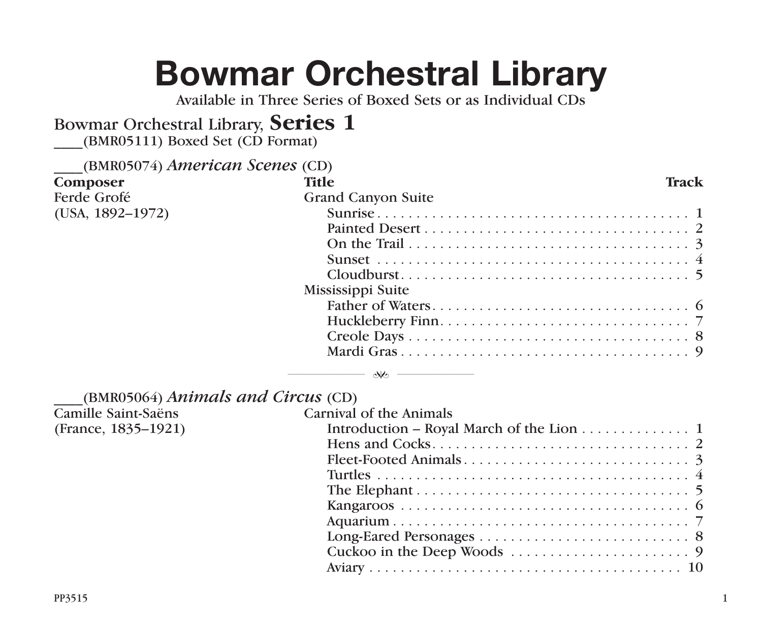# Bowmar Orchestral Library

Available in Three Series of Boxed Sets or as Individual CDs

## Bowmar Orchestral Library, **Series 1**

____(BMR05111) Boxed Set (CD Format)

### ____(BMR05074) *American Scenes* (CD)

| Composer | Title | Track |
|---|---|---|
| Ferde Grofé (USA, 1892–1972) | Grand Canyon Suite | |
| | Sunrise | 1 |
| | Painted Desert | 2 |
| | On the Trail | 3 |
| | Sunset | 4 |
| | Cloudburst | 5 |
| | Mississippi Suite | |
| | Father of Waters | 6 |
| | Huckleberry Finn | 7 |
| | Creole Days | 8 |
| | Mardi Gras | 9 |

### ____(BMR05064) *Animals and Circus* (CD)

| Composer | Title | Track |
|---|---|---|
| Camille Saint-Saëns (France, 1835–1921) | Carnival of the Animals | |
| | Introduction – Royal March of the Lion | 1 |
| | Hens and Cocks | 2 |
| | Fleet-Footed Animals | 3 |
| | Turtles | 4 |
| | The Elephant | 5 |
| | Kangaroos | 6 |
| | Aquarium | 7 |
| | Long-Eared Personages | 8 |
| | Cuckoo in the Deep Woods | 9 |
| | Aviary | 10 |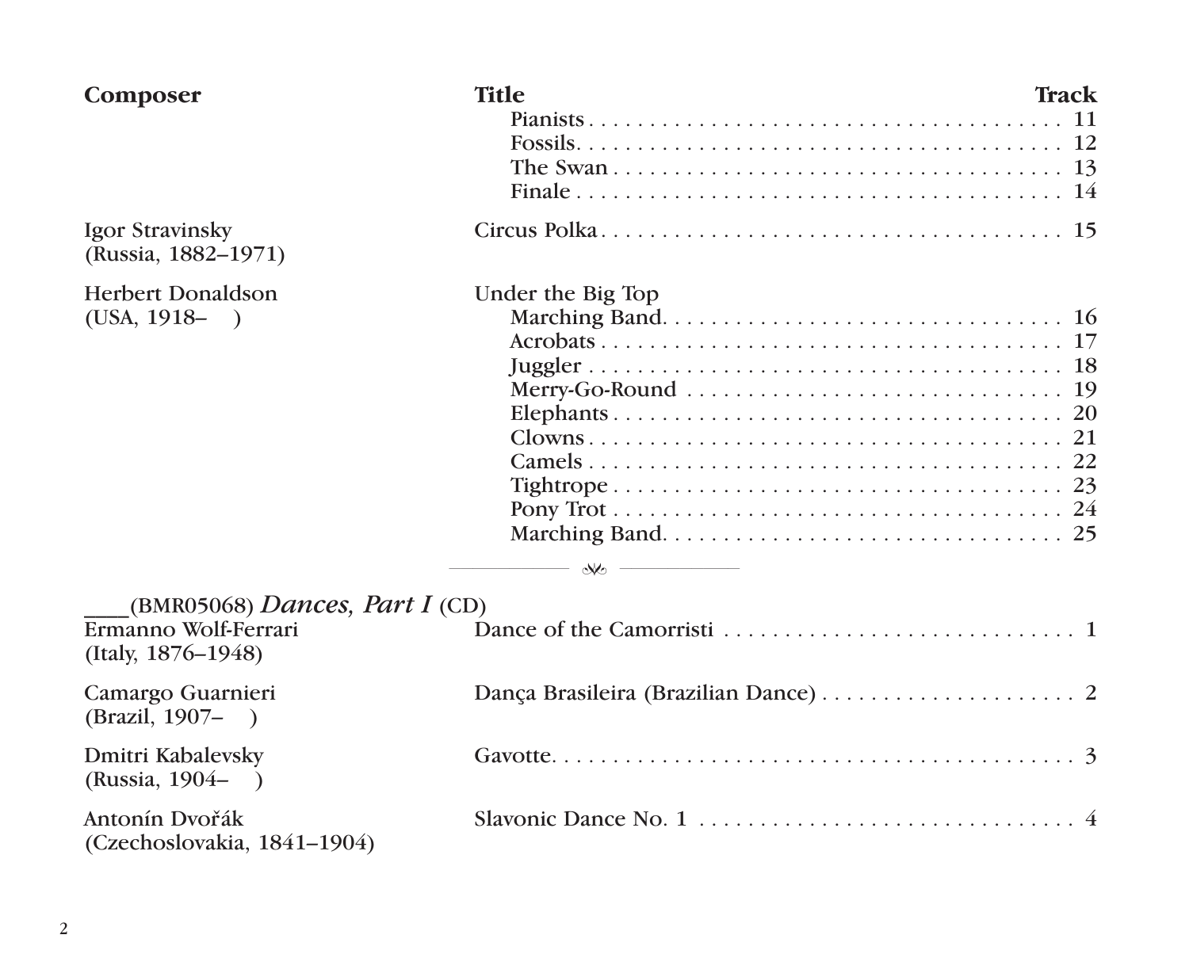| Composer | Title | Track |
| --- | --- | --- |
| | Pianists | 11 |
| | Fossils | 12 |
| | The Swan | 13 |
| | Finale | 14 |
| Igor Stravinsky (Russia, 1882–1971) | Circus Polka | 15 |
| Herbert Donaldson (USA, 1918– ) | Under the Big Top | |
| | Marching Band | 16 |
| | Acrobats | 17 |
| | Juggler | 18 |
| | Merry-Go-Round | 19 |
| | Elephants | 20 |
| | Clowns | 21 |
| | Camels | 22 |
| | Tightrope | 23 |
| | Pony Trot | 24 |
| | Marching Band | 25 |

---

____(BMR05068) *Dances, Part I* (CD)

| Composer | Title | Track |
| --- | --- | --- |
| Ermanno Wolf-Ferrari (Italy, 1876–1948) | Dance of the Camorristi | 1 |
| Camargo Guarnieri (Brazil, 1907– ) | Dança Brasileira (Brazilian Dance) | 2 |
| Dmitri Kabalevsky (Russia, 1904– ) | Gavotte | 3 |
| Antonín Dvořák (Czechoslovakia, 1841–1904) | Slavonic Dance No. 1 | 4 |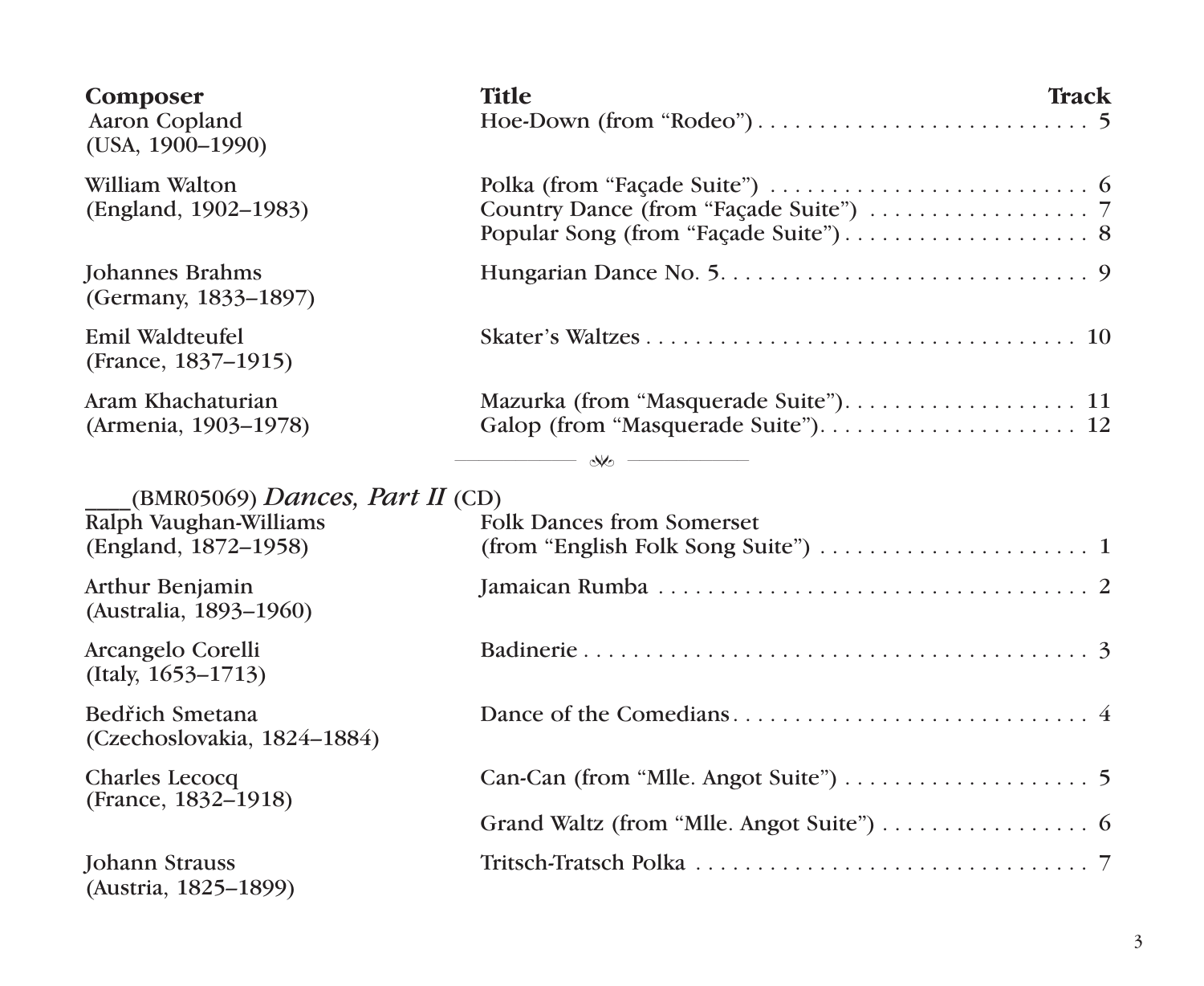| Composer | Title | Track |
| --- | --- | --- |
| Aaron Copland (USA, 1900–1990) | Hoe-Down (from “Rodeo”) | 5 |
| William Walton (England, 1902–1983) | Polka (from “Façade Suite”) | 6 |
| | Country Dance (from “Façade Suite”) | 7 |
| | Popular Song (from “Façade Suite”) | 8 |
| Johannes Brahms (Germany, 1833–1897) | Hungarian Dance No. 5 | 9 |
| Emil Waldteufel (France, 1837–1915) | Skater’s Waltzes | 10 |
| Aram Khachaturian (Armenia, 1903–1978) | Mazurka (from “Masquerade Suite”) | 11 |
| | Galop (from “Masquerade Suite”) | 12 |

____(BMR05069) *Dances, Part II* (CD)

| Composer | Title | Track |
| --- | --- | --- |
| Ralph Vaughan-Williams (England, 1872–1958) | Folk Dances from Somerset (from “English Folk Song Suite”) | 1 |
| Arthur Benjamin (Australia, 1893–1960) | Jamaican Rumba | 2 |
| Arcangelo Corelli (Italy, 1653–1713) | Badinerie | 3 |
| Bedřich Smetana (Czechoslovakia, 1824–1884) | Dance of the Comedians | 4 |
| Charles Lecocq (France, 1832–1918) | Can-Can (from “Mlle. Angot Suite”) | 5 |
| | Grand Waltz (from “Mlle. Angot Suite”) | 6 |
| Johann Strauss (Austria, 1825–1899) | Tritsch-Tratsch Polka | 7 |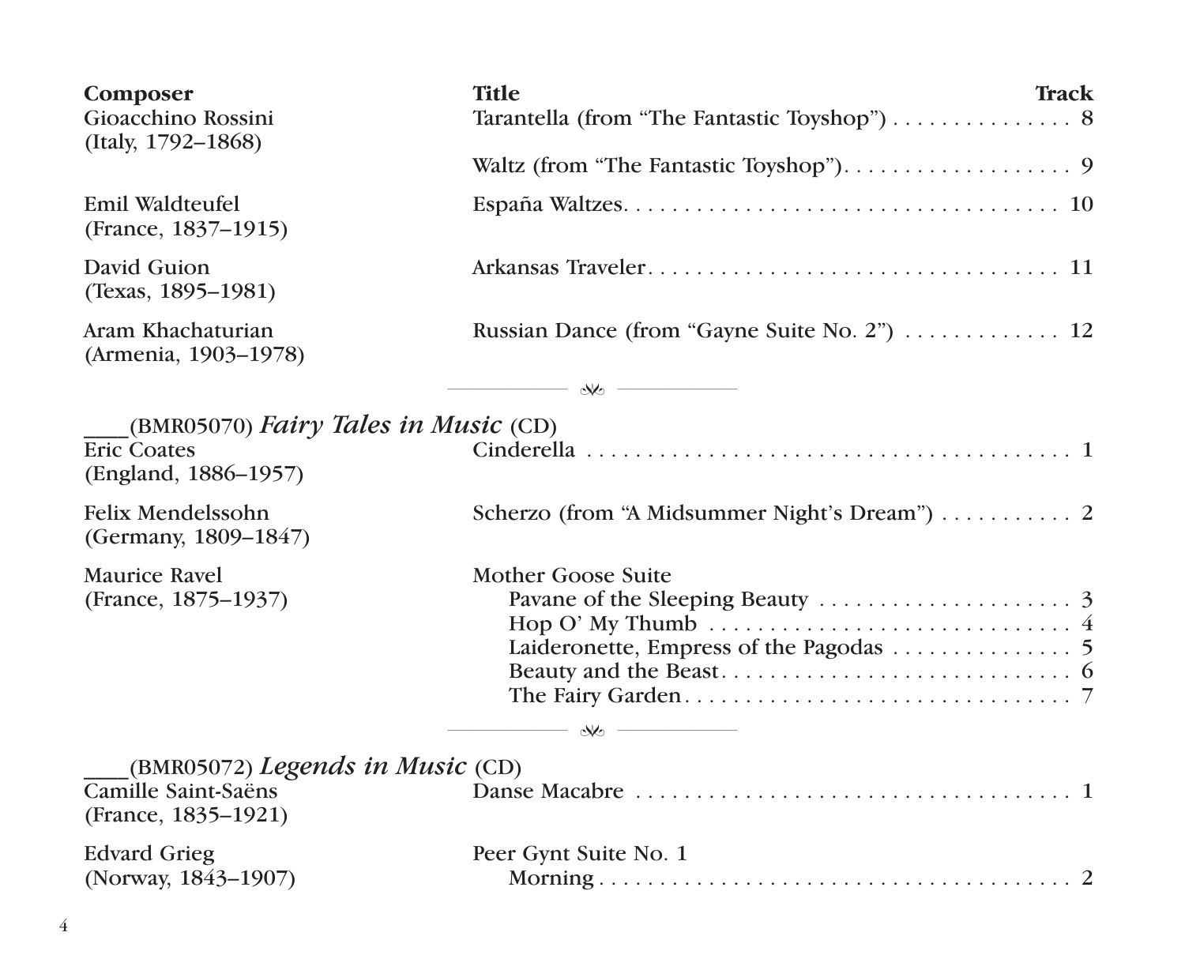| Composer | Title | Track |
|---|---|---|
| Gioacchino Rossini (Italy, 1792–1868) | Tarantella (from “The Fantastic Toyshop”) | 8 |
| | Waltz (from “The Fantastic Toyshop”) | 9 |
| Emil Waldteufel (France, 1837–1915) | España Waltzes | 10 |
| David Guion (Texas, 1895–1981) | Arkansas Traveler | 11 |
| Aram Khachaturian (Armenia, 1903–1978) | Russian Dance (from “Gayne Suite No. 2”) | 12 |

---

____(BMR05070) *Fairy Tales in Music* (CD)

| Composer | Title | Track |
|---|---|---|
| Eric Coates (England, 1886–1957) | Cinderella | 1 |
| Felix Mendelssohn (Germany, 1809–1847) | Scherzo (from “A Midsummer Night’s Dream”) | 2 |
| Maurice Ravel (France, 1875–1937) | Mother Goose Suite | |
| | Pavane of the Sleeping Beauty | 3 |
| | Hop O’ My Thumb | 4 |
| | Laideronette, Empress of the Pagodas | 5 |
| | Beauty and the Beast | 6 |
| | The Fairy Garden | 7 |

---

____(BMR05072) *Legends in Music* (CD)

| Composer | Title | Track |
|---|---|---|
| Camille Saint-Saëns (France, 1835–1921) | Danse Macabre | 1 |
| Edvard Grieg (Norway, 1843–1907) | Peer Gynt Suite No. 1 | |
| | Morning | 2 |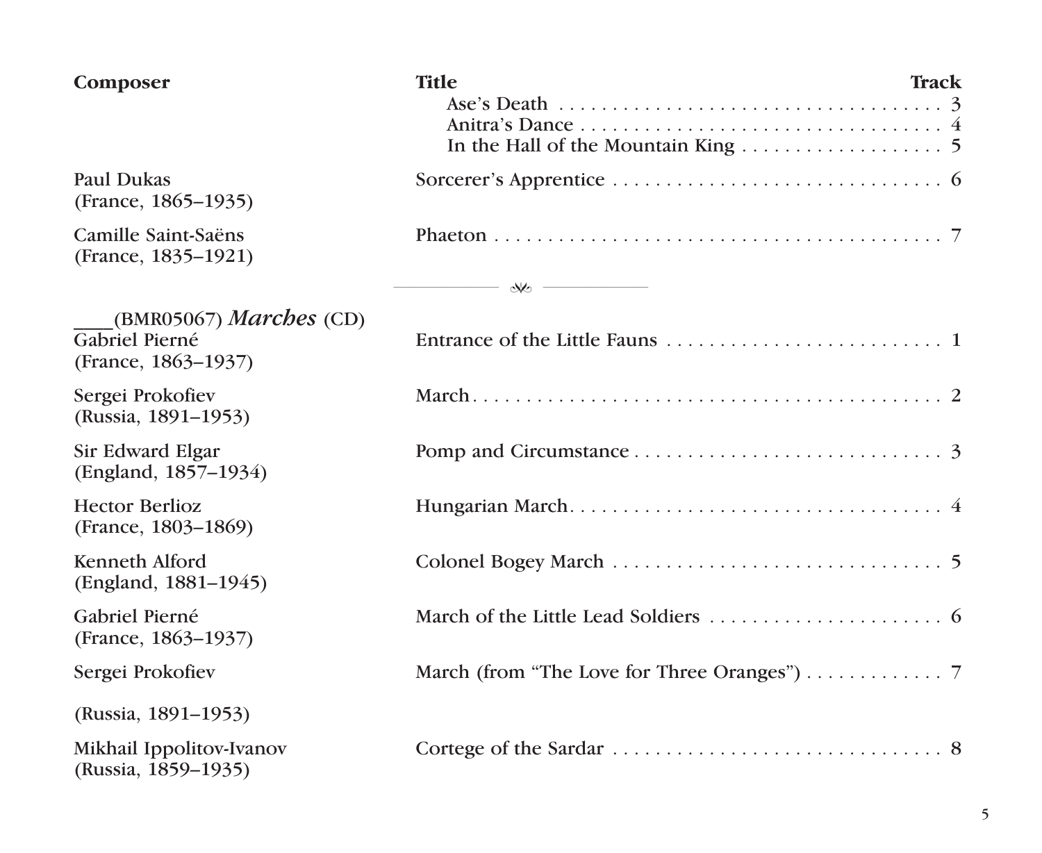| Composer | Title | Track |
|---|---|---|
| | Ase's Death | 3 |
| | Anitra's Dance | 4 |
| | In the Hall of the Mountain King | 5 |
| Paul Dukas (France, 1865–1935) | Sorcerer's Apprentice | 6 |
| Camille Saint-Saëns (France, 1835–1921) | Phaeton | 7 |

---

____(BMR05067) *Marches* (CD)

| Composer | Title | Track |
|---|---|---|
| Gabriel Pierné (France, 1863–1937) | Entrance of the Little Fauns | 1 |
| Sergei Prokofiev (Russia, 1891–1953) | March | 2 |
| Sir Edward Elgar (England, 1857–1934) | Pomp and Circumstance | 3 |
| Hector Berlioz (France, 1803–1869) | Hungarian March | 4 |
| Kenneth Alford (England, 1881–1945) | Colonel Bogey March | 5 |
| Gabriel Pierné (France, 1863–1937) | March of the Little Lead Soldiers | 6 |
| Sergei Prokofiev (Russia, 1891–1953) | March (from "The Love for Three Oranges") | 7 |
| Mikhail Ippolitov-Ivanov (Russia, 1859–1935) | Cortege of the Sardar | 8 |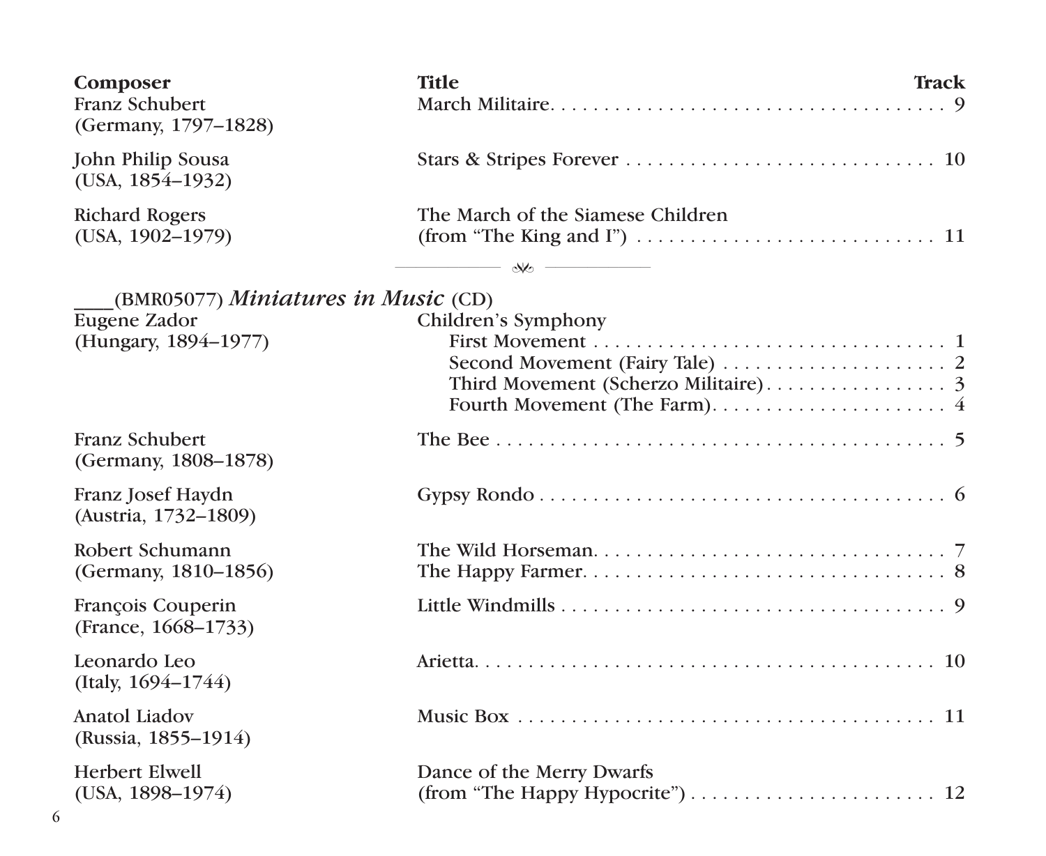| Composer | Title | Track |
|---|---|---|
| Franz Schubert (Germany, 1797–1828) | March Militaire | 9 |
| John Philip Sousa (USA, 1854–1932) | Stars & Stripes Forever | 10 |
| Richard Rogers (USA, 1902–1979) | The March of the Siamese Children (from "The King and I") | 11 |

---

____(BMR05077) *Miniatures in Music* (CD)

| Composer | Title | Track |
|---|---|---|
| Eugene Zador (Hungary, 1894–1977) | Children's Symphony | |
| | First Movement | 1 |
| | Second Movement (Fairy Tale) | 2 |
| | Third Movement (Scherzo Militaire) | 3 |
| | Fourth Movement (The Farm) | 4 |
| Franz Schubert (Germany, 1808–1878) | The Bee | 5 |
| Franz Josef Haydn (Austria, 1732–1809) | Gypsy Rondo | 6 |
| Robert Schumann (Germany, 1810–1856) | The Wild Horseman | 7 |
| | The Happy Farmer | 8 |
| François Couperin (France, 1668–1733) | Little Windmills | 9 |
| Leonardo Leo (Italy, 1694–1744) | Arietta | 10 |
| Anatol Liadov (Russia, 1855–1914) | Music Box | 11 |
| Herbert Elwell (USA, 1898–1974) | Dance of the Merry Dwarfs (from "The Happy Hypocrite") | 12 |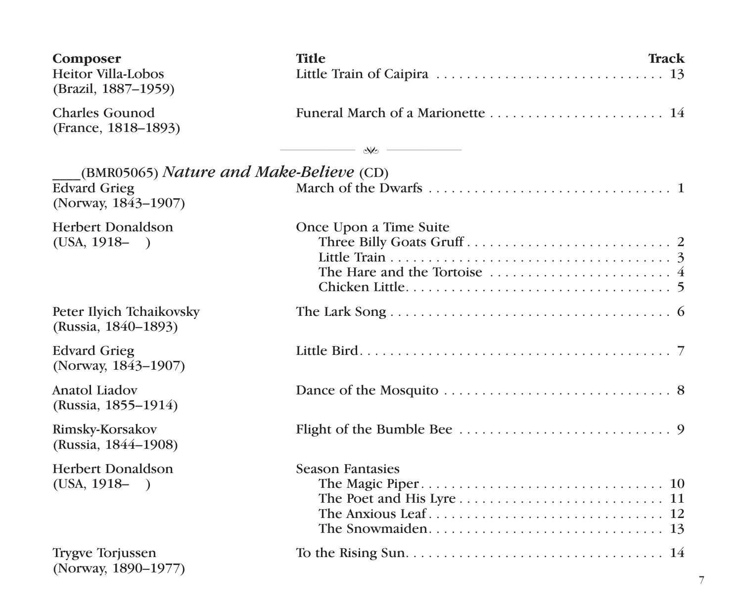| Composer | Title | Track |
|---|---|---|
| Heitor Villa-Lobos (Brazil, 1887–1959) | Little Train of Caipira | 13 |
| Charles Gounod (France, 1818–1893) | Funeral March of a Marionette | 14 |

---

____(BMR05065) *Nature and Make-Believe* (CD)

| Composer | Title | Track |
|---|---|---|
| Edvard Grieg (Norway, 1843–1907) | March of the Dwarfs | 1 |
| Herbert Donaldson (USA, 1918– ) | Once Upon a Time Suite | |
| | Three Billy Goats Gruff | 2 |
| | Little Train | 3 |
| | The Hare and the Tortoise | 4 |
| | Chicken Little | 5 |
| Peter Ilyich Tchaikovsky (Russia, 1840–1893) | The Lark Song | 6 |
| Edvard Grieg (Norway, 1843–1907) | Little Bird | 7 |
| Anatol Liadov (Russia, 1855–1914) | Dance of the Mosquito | 8 |
| Rimsky-Korsakov (Russia, 1844–1908) | Flight of the Bumble Bee | 9 |
| Herbert Donaldson (USA, 1918– ) | Season Fantasies | |
| | The Magic Piper | 10 |
| | The Poet and His Lyre | 11 |
| | The Anxious Leaf | 12 |
| | The Snowmaiden | 13 |
| Trygve Torjussen (Norway, 1890–1977) | To the Rising Sun | 14 |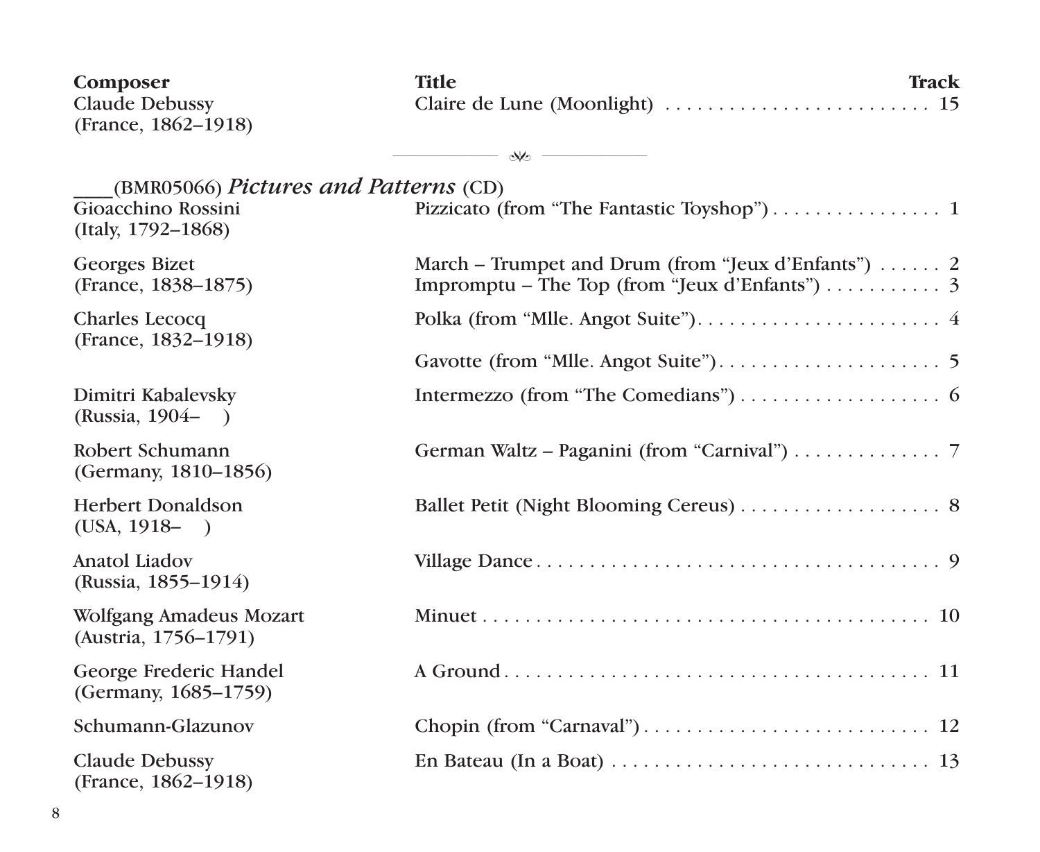| Composer | Title | Track |
|---|---|---|
| Claude Debussy (France, 1862–1918) | Claire de Lune (Moonlight) | 15 |

---

___(BMR05066) *Pictures and Patterns* (CD)

| Composer | Title | Track |
|---|---|---|
| Gioacchino Rossini (Italy, 1792–1868) | Pizzicato (from "The Fantastic Toyshop") | 1 |
| Georges Bizet (France, 1838–1875) | March – Trumpet and Drum (from "Jeux d'Enfants") | 2 |
| | Impromptu – The Top (from "Jeux d'Enfants") | 3 |
| Charles Lecocq (France, 1832–1918) | Polka (from "Mlle. Angot Suite") | 4 |
| | Gavotte (from "Mlle. Angot Suite") | 5 |
| Dimitri Kabalevsky (Russia, 1904– ) | Intermezzo (from "The Comedians") | 6 |
| Robert Schumann (Germany, 1810–1856) | German Waltz – Paganini (from "Carnival") | 7 |
| Herbert Donaldson (USA, 1918– ) | Ballet Petit (Night Blooming Cereus) | 8 |
| Anatol Liadov (Russia, 1855–1914) | Village Dance | 9 |
| Wolfgang Amadeus Mozart (Austria, 1756–1791) | Minuet | 10 |
| George Frederic Handel (Germany, 1685–1759) | A Ground | 11 |
| Schumann-Glazunov | Chopin (from "Carnaval") | 12 |
| Claude Debussy (France, 1862–1918) | En Bateau (In a Boat) | 13 |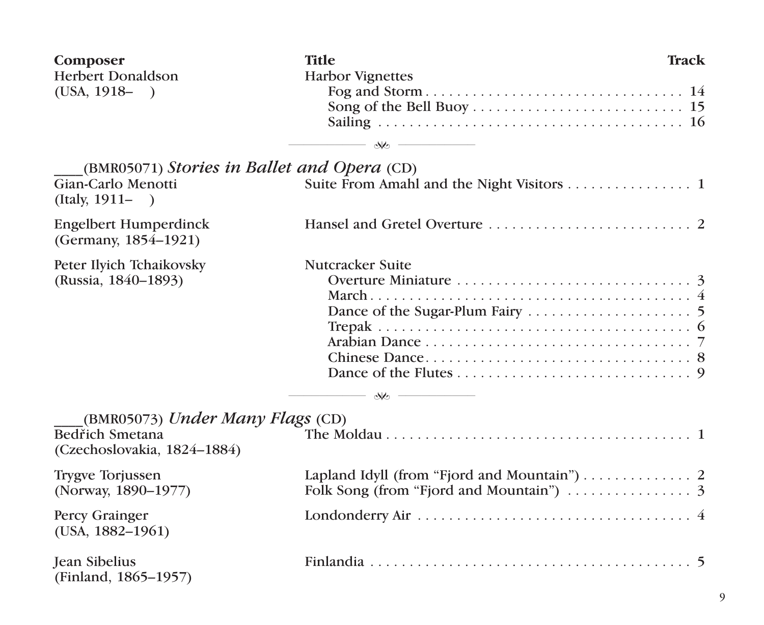| Composer | Title | Track |
|---|---|---|
| Herbert Donaldson (USA, 1918– ) | Harbor Vignettes | |
| | Fog and Storm | 14 |
| | Song of the Bell Buoy | 15 |
| | Sailing | 16 |

---

____(BMR05071) *Stories in Ballet and Opera* (CD)

| Composer | Title | Track |
|---|---|---|
| Gian-Carlo Menotti (Italy, 1911– ) | Suite From Amahl and the Night Visitors | 1 |
| Engelbert Humperdinck (Germany, 1854–1921) | Hansel and Gretel Overture | 2 |
| Peter Ilyich Tchaikovsky (Russia, 1840–1893) | Nutcracker Suite | |
| | Overture Miniature | 3 |
| | March | 4 |
| | Dance of the Sugar-Plum Fairy | 5 |
| | Trepak | 6 |
| | Arabian Dance | 7 |
| | Chinese Dance | 8 |
| | Dance of the Flutes | 9 |

---

____(BMR05073) *Under Many Flags* (CD)

| Composer | Title | Track |
|---|---|---|
| Bedřich Smetana (Czechoslovakia, 1824–1884) | The Moldau | 1 |
| Trygve Torjussen (Norway, 1890–1977) | Lapland Idyll (from "Fjord and Mountain") | 2 |
| | Folk Song (from "Fjord and Mountain") | 3 |
| Percy Grainger (USA, 1882–1961) | Londonderry Air | 4 |
| Jean Sibelius (Finland, 1865–1957) | Finlandia | 5 |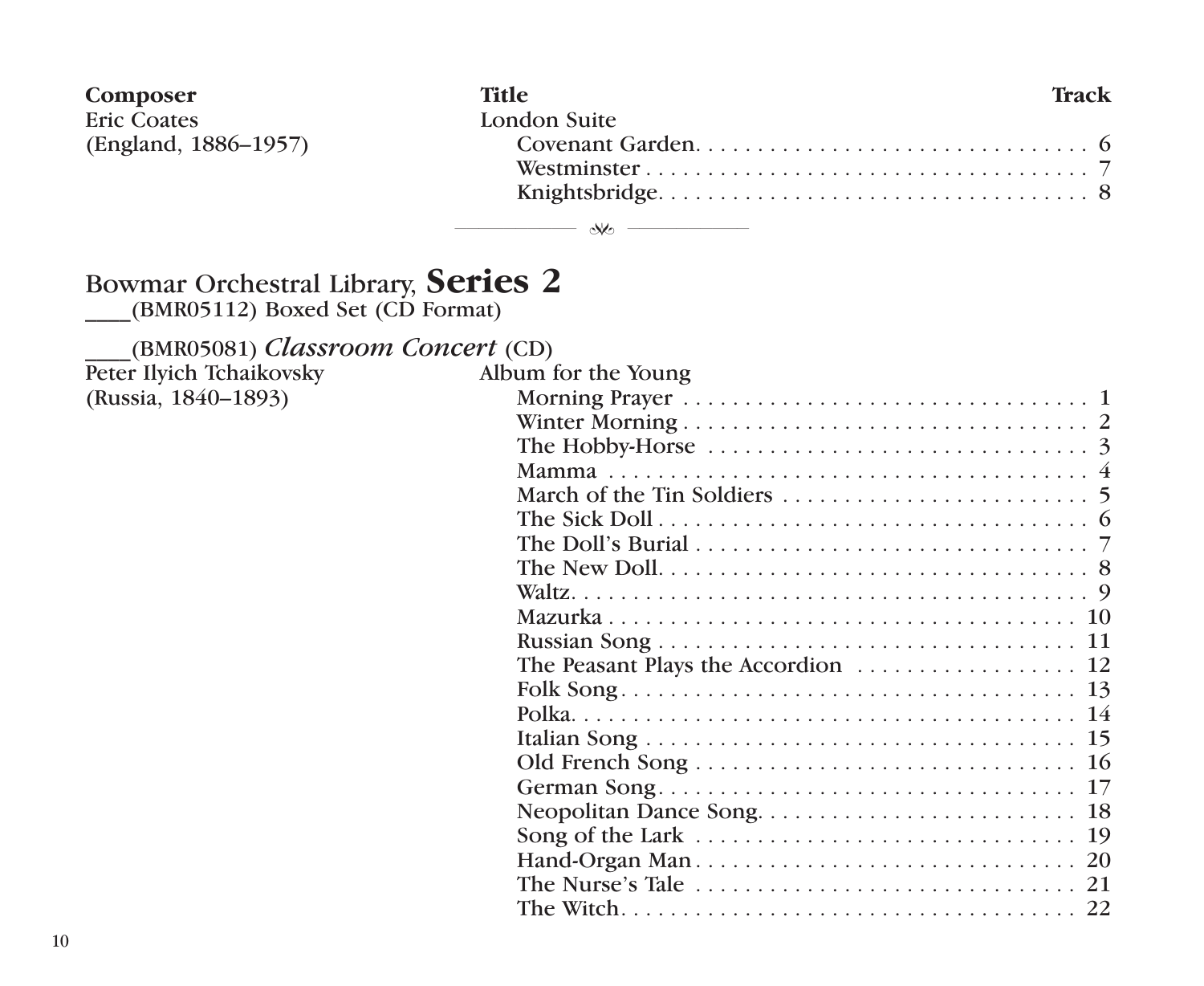| Composer | Title | Track |
|---|---|---|
| Eric Coates | London Suite | |
| (England, 1886–1957) | Covenant Garden | 6 |
| | Westminster | 7 |
| | Knightsbridge | 8 |

---

## Bowmar Orchestral Library, **Series 2**

____(BMR05112) Boxed Set (CD Format)

____(BMR05081) *Classroom Concert* (CD)

| Composer | Title | Track |
|---|---|---|
| Peter Ilyich Tchaikovsky | Album for the Young | |
| (Russia, 1840–1893) | Morning Prayer | 1 |
| | Winter Morning | 2 |
| | The Hobby-Horse | 3 |
| | Mamma | 4 |
| | March of the Tin Soldiers | 5 |
| | The Sick Doll | 6 |
| | The Doll's Burial | 7 |
| | The New Doll | 8 |
| | Waltz | 9 |
| | Mazurka | 10 |
| | Russian Song | 11 |
| | The Peasant Plays the Accordion | 12 |
| | Folk Song | 13 |
| | Polka | 14 |
| | Italian Song | 15 |
| | Old French Song | 16 |
| | German Song | 17 |
| | Neopolitan Dance Song | 18 |
| | Song of the Lark | 19 |
| | Hand-Organ Man | 20 |
| | The Nurse's Tale | 21 |
| | The Witch | 22 |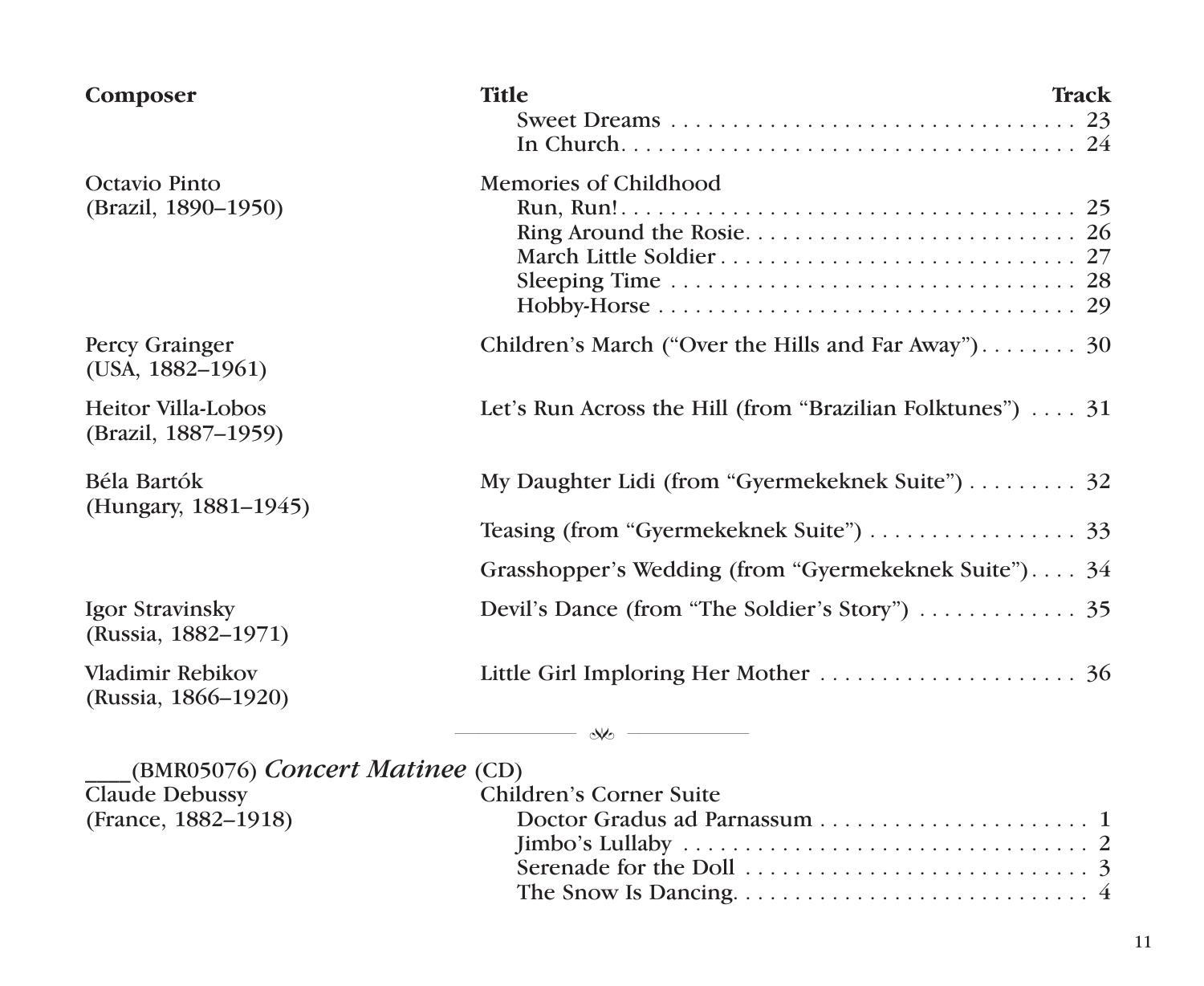| Composer | Title | Track |
|---|---|---|
| | Sweet Dreams | 23 |
| | In Church | 24 |
| Octavio Pinto (Brazil, 1890–1950) | Memories of Childhood | |
| | Run, Run! | 25 |
| | Ring Around the Rosie | 26 |
| | March Little Soldier | 27 |
| | Sleeping Time | 28 |
| | Hobby-Horse | 29 |
| Percy Grainger (USA, 1882–1961) | Children's March ("Over the Hills and Far Away") | 30 |
| Heitor Villa-Lobos (Brazil, 1887–1959) | Let's Run Across the Hill (from "Brazilian Folktunes") | 31 |
| Béla Bartók (Hungary, 1881–1945) | My Daughter Lidi (from "Gyermekeknek Suite") | 32 |
| | Teasing (from "Gyermekeknek Suite") | 33 |
| | Grasshopper's Wedding (from "Gyermekeknek Suite") | 34 |
| Igor Stravinsky (Russia, 1882–1971) | Devil's Dance (from "The Soldier's Story") | 35 |
| Vladimir Rebikov (Russia, 1866–1920) | Little Girl Imploring Her Mother | 36 |

---

____(BMR05076) *Concert Matinee* (CD)

| Composer | Title | Track |
|---|---|---|
| Claude Debussy (France, 1882–1918) | Children's Corner Suite | |
| | Doctor Gradus ad Parnassum | 1 |
| | Jimbo's Lullaby | 2 |
| | Serenade for the Doll | 3 |
| | The Snow Is Dancing | 4 |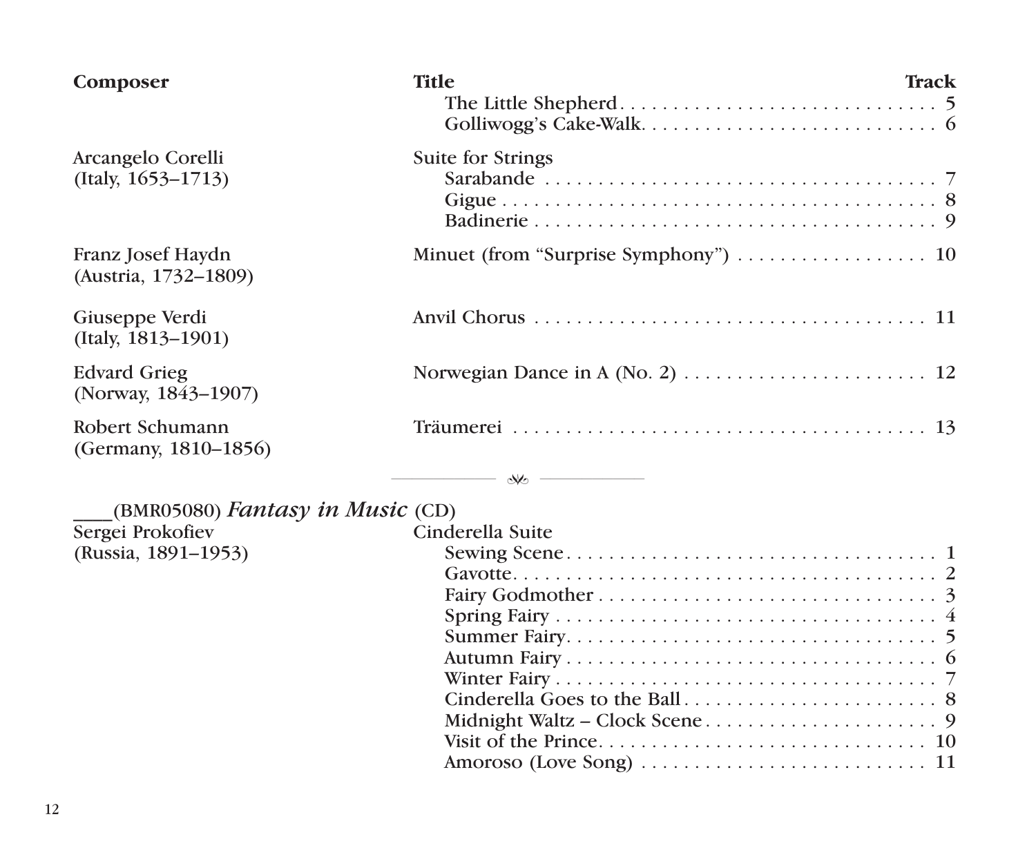| Composer | Title | Track |
|---|---|---|
| | The Little Shepherd | 5 |
| | Golliwogg's Cake-Walk | 6 |
| Arcangelo Corelli (Italy, 1653–1713) | Suite for Strings | |
| | Sarabande | 7 |
| | Gigue | 8 |
| | Badinerie | 9 |
| Franz Josef Haydn (Austria, 1732–1809) | Minuet (from "Surprise Symphony") | 10 |
| Giuseppe Verdi (Italy, 1813–1901) | Anvil Chorus | 11 |
| Edvard Grieg (Norway, 1843–1907) | Norwegian Dance in A (No. 2) | 12 |
| Robert Schumann (Germany, 1810–1856) | Träumerei | 13 |

---

____(BMR05080) *Fantasy in Music* (CD)

| Composer | Title | Track |
|---|---|---|
| Sergei Prokofiev (Russia, 1891–1953) | Cinderella Suite | |
| | Sewing Scene | 1 |
| | Gavotte | 2 |
| | Fairy Godmother | 3 |
| | Spring Fairy | 4 |
| | Summer Fairy | 5 |
| | Autumn Fairy | 6 |
| | Winter Fairy | 7 |
| | Cinderella Goes to the Ball | 8 |
| | Midnight Waltz – Clock Scene | 9 |
| | Visit of the Prince | 10 |
| | Amoroso (Love Song) | 11 |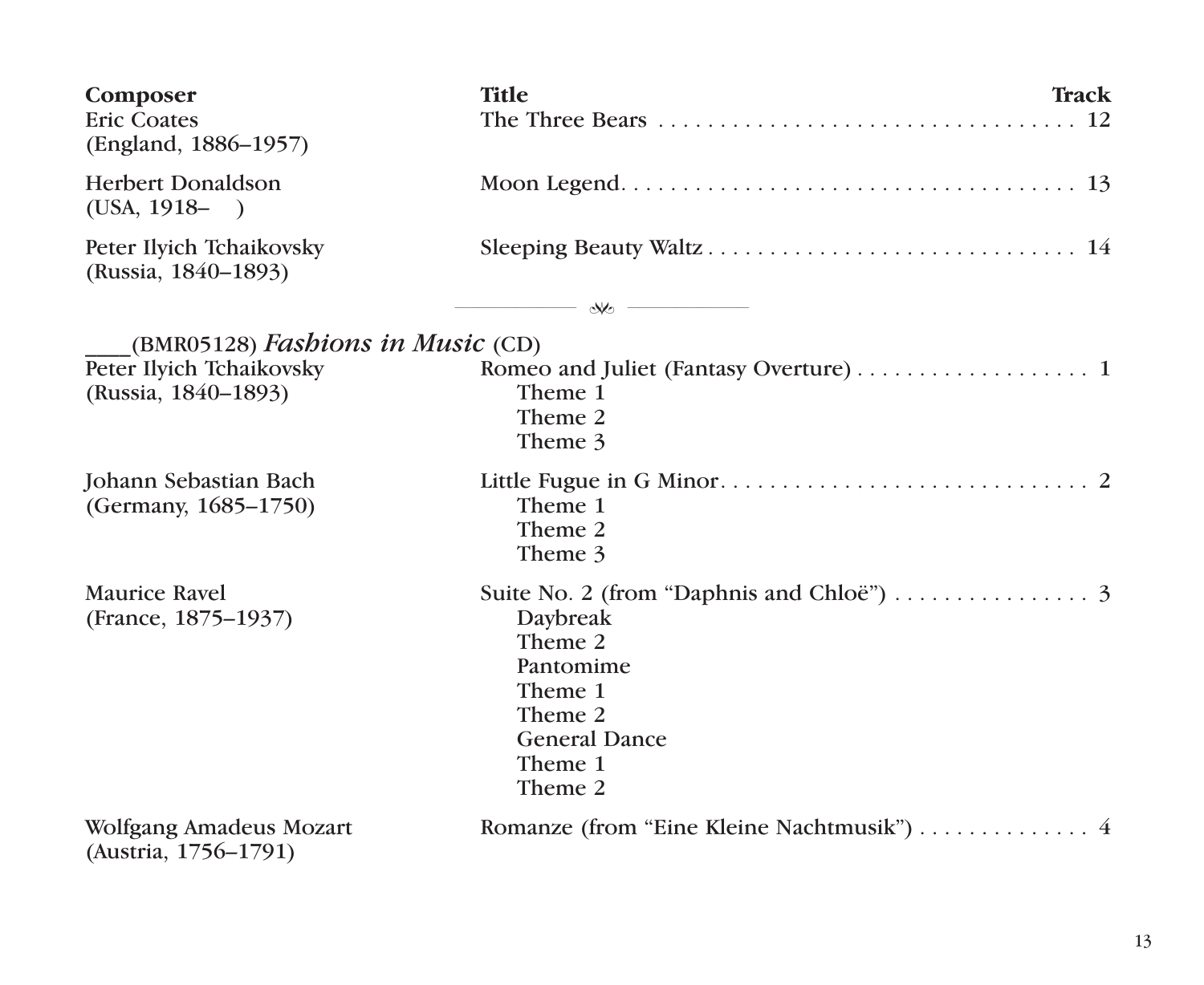| Composer | Title | Track |
| --- | --- | --- |
| Eric Coates (England, 1886–1957) | The Three Bears | 12 |
| Herbert Donaldson (USA, 1918– ) | Moon Legend | 13 |
| Peter Ilyich Tchaikovsky (Russia, 1840–1893) | Sleeping Beauty Waltz | 14 |

---

____(BMR05128) *Fashions in Music* (CD)

| Composer | Title | Track |
| --- | --- | --- |
| Peter Ilyich Tchaikovsky (Russia, 1840–1893) | Romeo and Juliet (Fantasy Overture)<br>Theme 1<br>Theme 2<br>Theme 3 | 1 |
| Johann Sebastian Bach (Germany, 1685–1750) | Little Fugue in G Minor<br>Theme 1<br>Theme 2<br>Theme 3 | 2 |
| Maurice Ravel (France, 1875–1937) | Suite No. 2 (from "Daphnis and Chloë")<br>Daybreak<br>Theme 2<br>Pantomime<br>Theme 1<br>Theme 2<br>General Dance<br>Theme 1<br>Theme 2 | 3 |
| Wolfgang Amadeus Mozart (Austria, 1756–1791) | Romanze (from "Eine Kleine Nachtmusik") | 4 |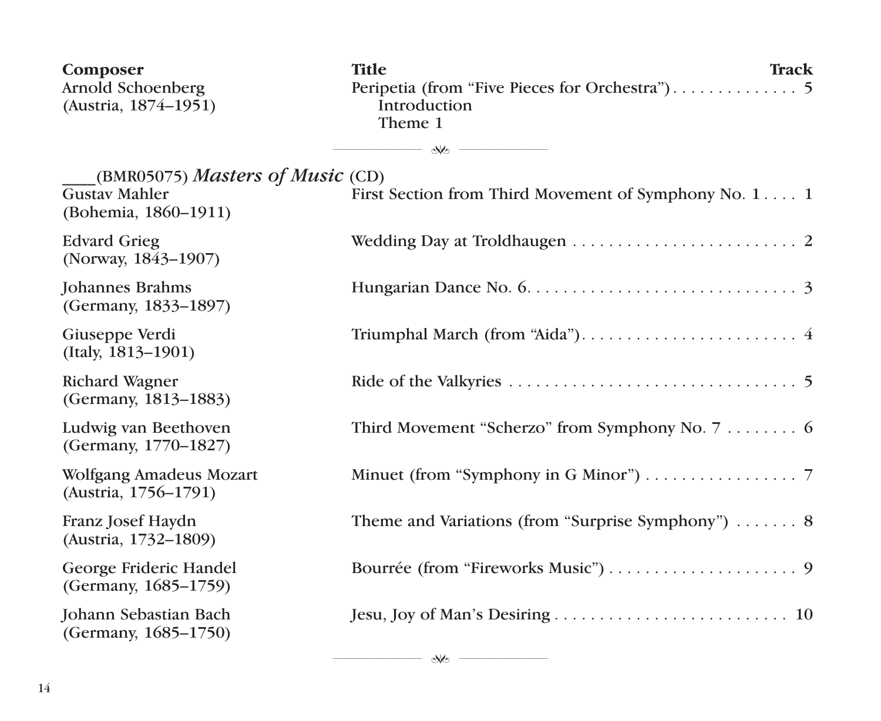| Composer | Title | Track |
|---|---|---|
| Arnold Schoenberg (Austria, 1874–1951) | Peripetia (from "Five Pieces for Orchestra")<br>Introduction<br>Theme 1 | 5 |

---

____(BMR05075) *Masters of Music* (CD)

| Composer | Title | Track |
|---|---|---|
| Gustav Mahler (Bohemia, 1860–1911) | First Section from Third Movement of Symphony No. 1 | 1 |
| Edvard Grieg (Norway, 1843–1907) | Wedding Day at Troldhaugen | 2 |
| Johannes Brahms (Germany, 1833–1897) | Hungarian Dance No. 6. | 3 |
| Giuseppe Verdi (Italy, 1813–1901) | Triumphal March (from "Aida") | 4 |
| Richard Wagner (Germany, 1813–1883) | Ride of the Valkyries | 5 |
| Ludwig van Beethoven (Germany, 1770–1827) | Third Movement "Scherzo" from Symphony No. 7 | 6 |
| Wolfgang Amadeus Mozart (Austria, 1756–1791) | Minuet (from "Symphony in G Minor") | 7 |
| Franz Josef Haydn (Austria, 1732–1809) | Theme and Variations (from "Surprise Symphony") | 8 |
| George Frideric Handel (Germany, 1685–1759) | Bourrée (from "Fireworks Music") | 9 |
| Johann Sebastian Bach (Germany, 1685–1750) | Jesu, Joy of Man's Desiring | 10 |

---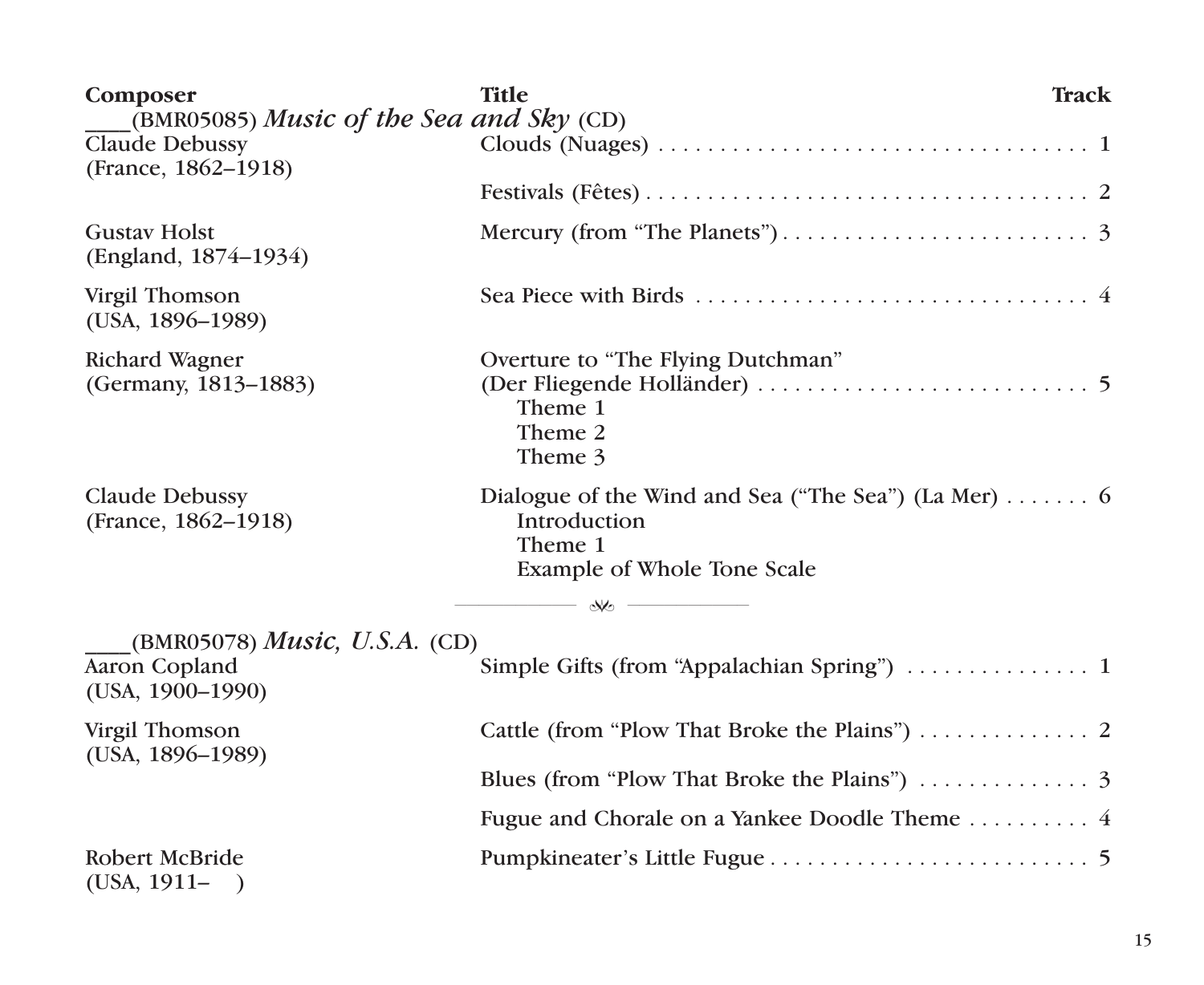| Composer | Title | Track |
| --- | --- | --- |
| ____(BMR05085) *Music of the Sea and Sky* (CD) | | |
| Claude Debussy (France, 1862–1918) | Clouds (Nuages) | 1 |
| | Festivals (Fêtes) | 2 |
| Gustav Holst (England, 1874–1934) | Mercury (from "The Planets") | 3 |
| Virgil Thomson (USA, 1896–1989) | Sea Piece with Birds | 4 |
| Richard Wagner (Germany, 1813–1883) | Overture to "The Flying Dutchman" (Der Fliegende Holländer)<br>Theme 1<br>Theme 2<br>Theme 3 | 5 |
| Claude Debussy (France, 1862–1918) | Dialogue of the Wind and Sea ("The Sea") (La Mer)<br>Introduction<br>Theme 1<br>Example of Whole Tone Scale | 6 |

---

| Composer | Title | Track |
| --- | --- | --- |
| ____(BMR05078) *Music, U.S.A.* (CD) | | |
| Aaron Copland (USA, 1900–1990) | Simple Gifts (from "Appalachian Spring") | 1 |
| Virgil Thomson (USA, 1896–1989) | Cattle (from "Plow That Broke the Plains") | 2 |
| | Blues (from "Plow That Broke the Plains") | 3 |
| | Fugue and Chorale on a Yankee Doodle Theme | 4 |
| Robert McBride (USA, 1911– ) | Pumpkineater's Little Fugue | 5 |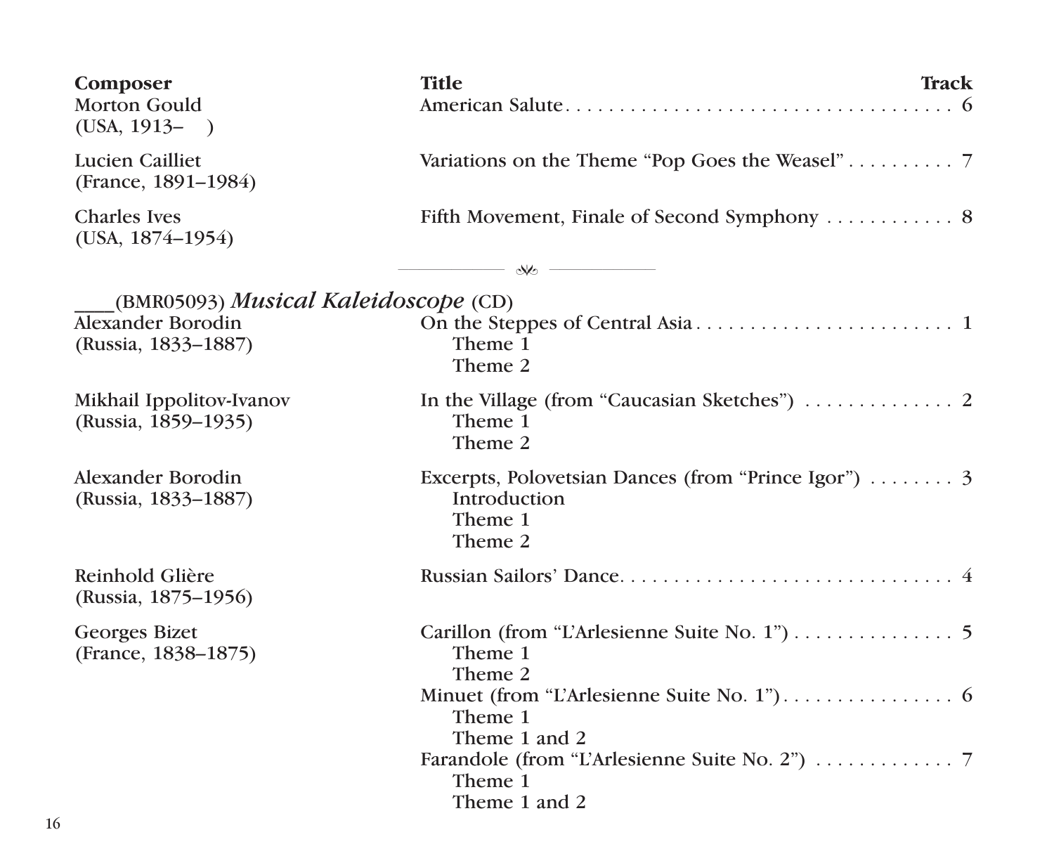| Composer | Title | Track |
|---|---|---|
| Morton Gould (USA, 1913– ) | American Salute | 6 |
| Lucien Cailliet (France, 1891–1984) | Variations on the Theme "Pop Goes the Weasel" | 7 |
| Charles Ives (USA, 1874–1954) | Fifth Movement, Finale of Second Symphony | 8 |

---

## ____(BMR05093) *Musical Kaleidoscope* (CD)

| Composer | Title | Track |
|---|---|---|
| Alexander Borodin (Russia, 1833–1887) | On the Steppes of Central Asia<br>Theme 1<br>Theme 2 | 1 |
| Mikhail Ippolitov-Ivanov (Russia, 1859–1935) | In the Village (from "Caucasian Sketches")<br>Theme 1<br>Theme 2 | 2 |
| Alexander Borodin (Russia, 1833–1887) | Excerpts, Polovetsian Dances (from "Prince Igor")<br>Introduction<br>Theme 1<br>Theme 2 | 3 |
| Reinhold Glière (Russia, 1875–1956) | Russian Sailors' Dance | 4 |
| Georges Bizet (France, 1838–1875) | Carillon (from "L'Arlesienne Suite No. 1")<br>Theme 1<br>Theme 2 | 5 |
| | Minuet (from "L'Arlesienne Suite No. 1")<br>Theme 1<br>Theme 1 and 2 | 6 |
| | Farandole (from "L'Arlesienne Suite No. 2")<br>Theme 1<br>Theme 1 and 2 | 7 |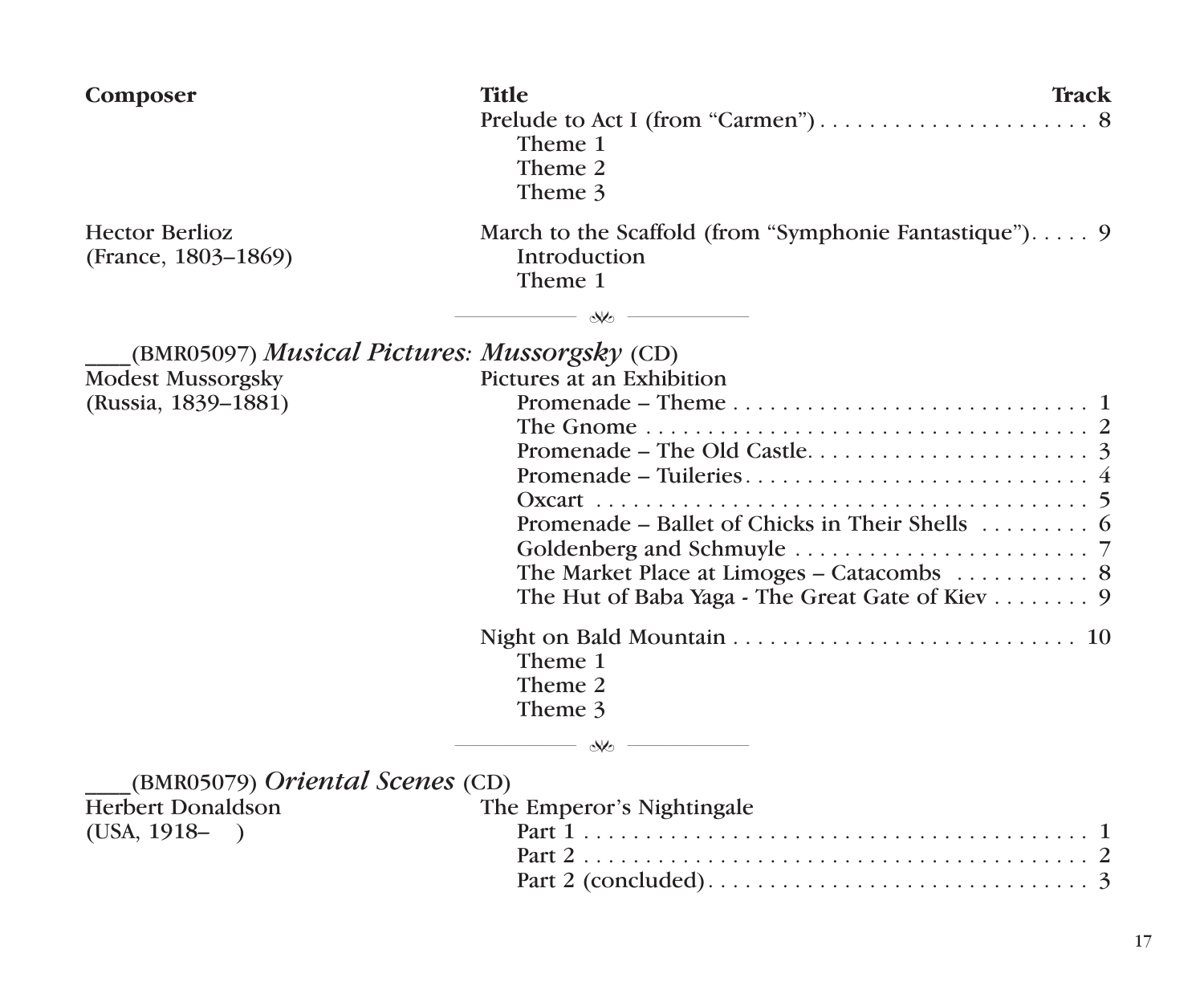| Composer | Title | Track |
|---|---|---|
| | Prelude to Act I (from "Carmen") | 8 |
| | Theme 1 | |
| | Theme 2 | |
| | Theme 3 | |
| Hector Berlioz (France, 1803–1869) | March to the Scaffold (from "Symphonie Fantastique") | 9 |
| | Introduction | |
| | Theme 1 | |

____(BMR05097) *Musical Pictures: Mussorgsky* (CD)

| Composer | Title | Track |
|---|---|---|
| Modest Mussorgsky (Russia, 1839–1881) | Pictures at an Exhibition | |
| | Promenade – Theme | 1 |
| | The Gnome | 2 |
| | Promenade – The Old Castle | 3 |
| | Promenade – Tuileries | 4 |
| | Oxcart | 5 |
| | Promenade – Ballet of Chicks in Their Shells | 6 |
| | Goldenberg and Schmuyle | 7 |
| | The Market Place at Limoges – Catacombs | 8 |
| | The Hut of Baba Yaga - The Great Gate of Kiev | 9 |
| | Night on Bald Mountain | 10 |
| | Theme 1 | |
| | Theme 2 | |
| | Theme 3 | |

____(BMR05079) *Oriental Scenes* (CD)

| Composer | Title | Track |
|---|---|---|
| Herbert Donaldson (USA, 1918– ) | The Emperor's Nightingale | |
| | Part 1 | 1 |
| | Part 2 | 2 |
| | Part 2 (concluded) | 3 |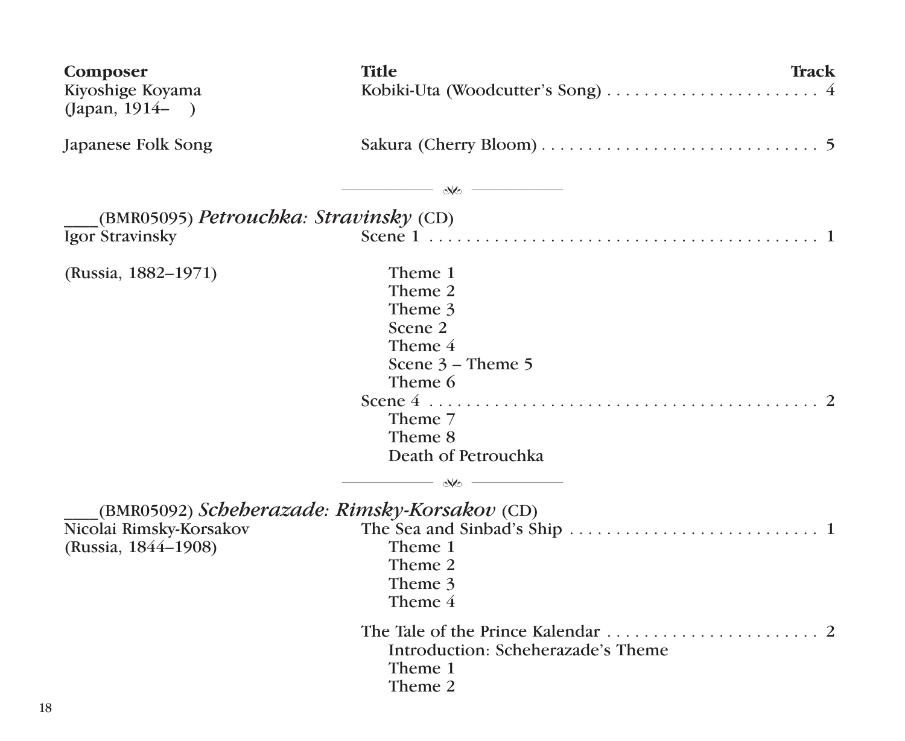| Composer | Title | Track |
|---|---|---|
| Kiyoshige Koyama (Japan, 1914–   ) | Kobiki-Uta (Woodcutter's Song) | 4 |
| Japanese Folk Song | Sakura (Cherry Bloom) | 5 |

---

____(BMR05095) *Petrouchka: Stravinsky* (CD)

| Composer | Title | Track |
|---|---|---|
| Igor Stravinsky (Russia, 1882–1971) | Scene 1 | 1 |
| | Theme 1 | |
| | Theme 2 | |
| | Theme 3 | |
| | Scene 2 | |
| | Theme 4 | |
| | Scene 3 – Theme 5 | |
| | Theme 6 | |
| | Scene 4 | 2 |
| | Theme 7 | |
| | Theme 8 | |
| | Death of Petrouchka | |

---

____(BMR05092) *Scheherazade: Rimsky-Korsakov* (CD)

| Composer | Title | Track |
|---|---|---|
| Nicolai Rimsky-Korsakov (Russia, 1844–1908) | The Sea and Sinbad's Ship | 1 |
| | Theme 1 | |
| | Theme 2 | |
| | Theme 3 | |
| | Theme 4 | |
| | The Tale of the Prince Kalendar | 2 |
| | Introduction: Scheherazade's Theme | |
| | Theme 1 | |
| | Theme 2 | |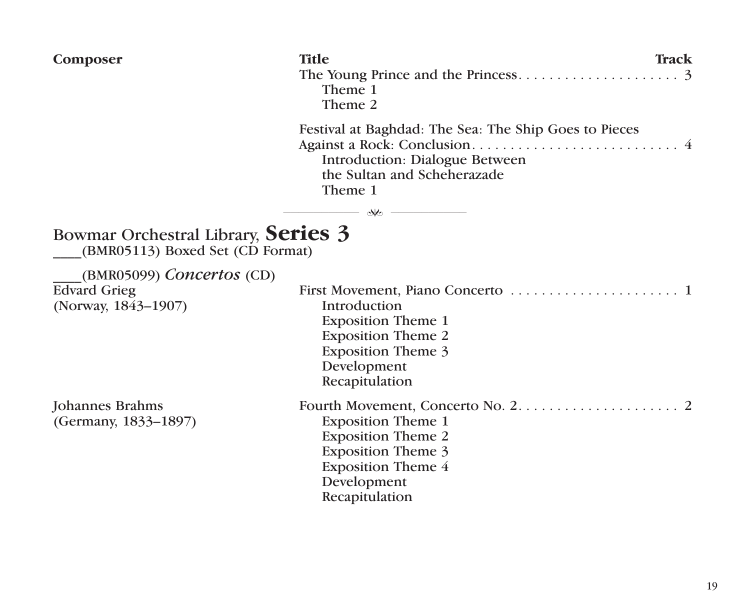| Composer | Title | Track |
|---|---|---|
| | The Young Prince and the Princess | 3 |
| | Theme 1 | |
| | Theme 2 | |
| | Festival at Baghdad: The Sea: The Ship Goes to Pieces Against a Rock: Conclusion | 4 |
| | Introduction: Dialogue Between the Sultan and Scheherazade | |
| | Theme 1 | |

## Bowmar Orchestral Library, **Series 3**

____(BMR05113) Boxed Set (CD Format)

____(BMR05099) *Concertos* (CD)

| Composer | Title | Track |
|---|---|---|
| Edvard Grieg (Norway, 1843–1907) | First Movement, Piano Concerto | 1 |
| | Introduction | |
| | Exposition Theme 1 | |
| | Exposition Theme 2 | |
| | Exposition Theme 3 | |
| | Development | |
| | Recapitulation | |
| Johannes Brahms (Germany, 1833–1897) | Fourth Movement, Concerto No. 2 | 2 |
| | Exposition Theme 1 | |
| | Exposition Theme 2 | |
| | Exposition Theme 3 | |
| | Exposition Theme 4 | |
| | Development | |
| | Recapitulation | |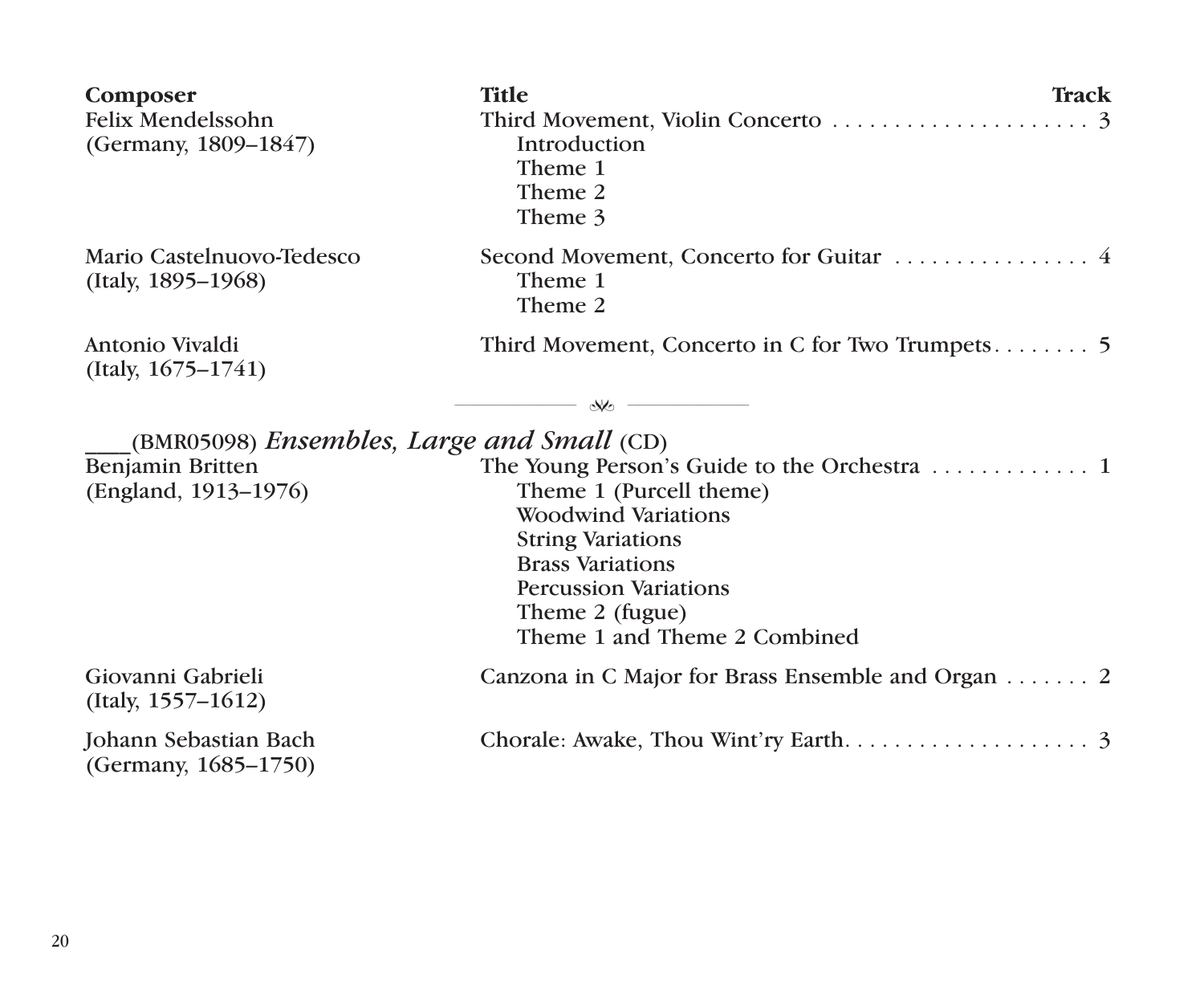| Composer | Title | Track |
|---|---|---|
| Felix Mendelssohn (Germany, 1809–1847) | Third Movement, Violin Concerto<br>Introduction<br>Theme 1<br>Theme 2<br>Theme 3 | 3 |
| Mario Castelnuovo-Tedesco (Italy, 1895–1968) | Second Movement, Concerto for Guitar<br>Theme 1<br>Theme 2 | 4 |
| Antonio Vivaldi (Italy, 1675–1741) | Third Movement, Concerto in C for Two Trumpets | 5 |

---

____(BMR05098) *Ensembles, Large and Small* (CD)

| Composer | Title | Track |
|---|---|---|
| Benjamin Britten (England, 1913–1976) | The Young Person's Guide to the Orchestra<br>Theme 1 (Purcell theme)<br>Woodwind Variations<br>String Variations<br>Brass Variations<br>Percussion Variations<br>Theme 2 (fugue)<br>Theme 1 and Theme 2 Combined | 1 |
| Giovanni Gabrieli (Italy, 1557–1612) | Canzona in C Major for Brass Ensemble and Organ | 2 |
| Johann Sebastian Bach (Germany, 1685–1750) | Chorale: Awake, Thou Wint'ry Earth | 3 |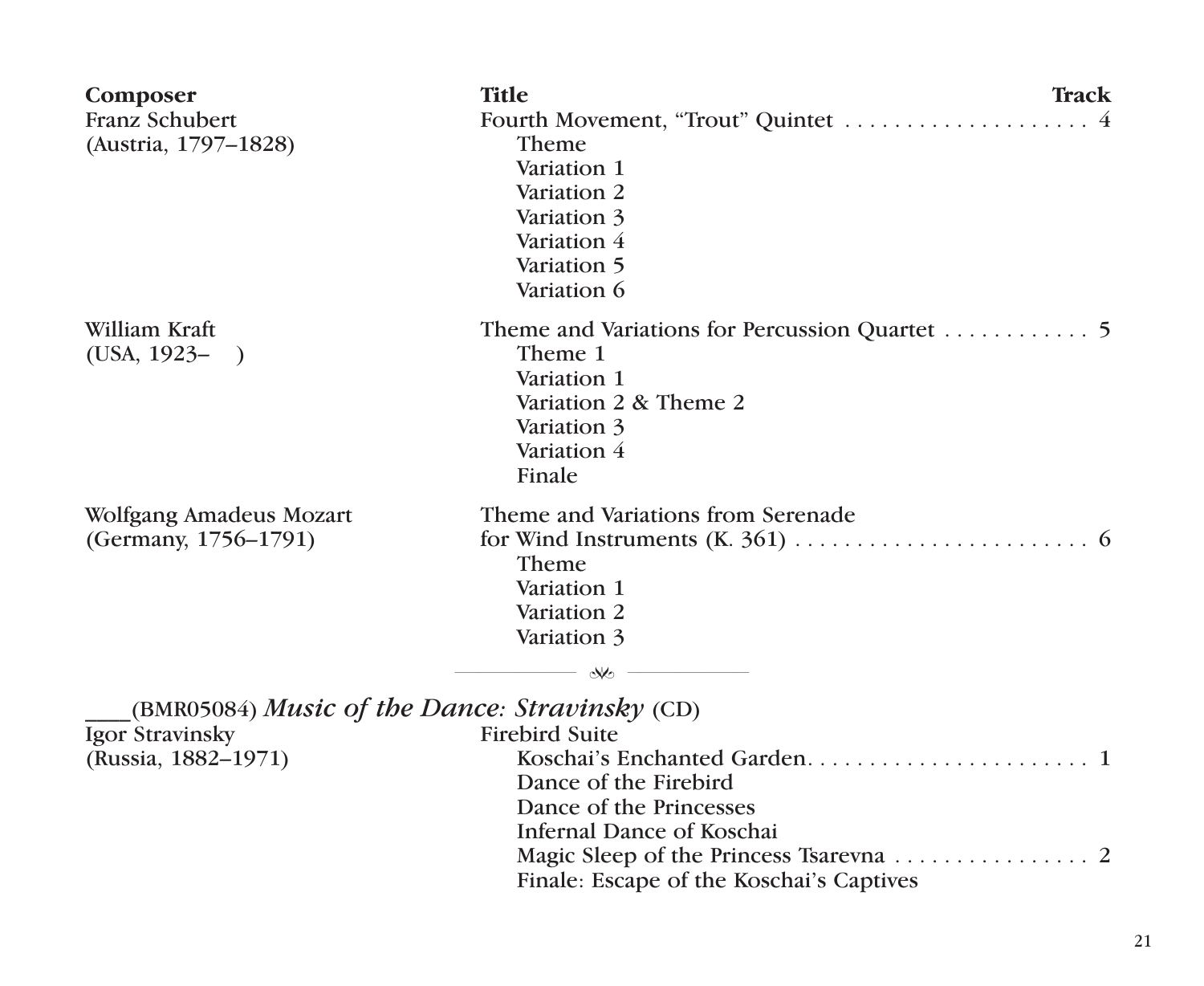| Composer | Title | Track |
|---|---|---|
| Franz Schubert (Austria, 1797–1828) | Fourth Movement, "Trout" Quintet | 4 |
| | Theme | |
| | Variation 1 | |
| | Variation 2 | |
| | Variation 3 | |
| | Variation 4 | |
| | Variation 5 | |
| | Variation 6 | |
| William Kraft (USA, 1923– ) | Theme and Variations for Percussion Quartet | 5 |
| | Theme 1 | |
| | Variation 1 | |
| | Variation 2 & Theme 2 | |
| | Variation 3 | |
| | Variation 4 | |
| | Finale | |
| Wolfgang Amadeus Mozart (Germany, 1756–1791) | Theme and Variations from Serenade for Wind Instruments (K. 361) | 6 |
| | Theme | |
| | Variation 1 | |
| | Variation 2 | |
| | Variation 3 | |

---

____(BMR05084) *Music of the Dance: Stravinsky* (CD)

| Composer | Title | Track |
|---|---|---|
| Igor Stravinsky (Russia, 1882–1971) | Firebird Suite | |
| | Koschai's Enchanted Garden | 1 |
| | Dance of the Firebird | |
| | Dance of the Princesses | |
| | Infernal Dance of Koschai | |
| | Magic Sleep of the Princess Tsarevna | 2 |
| | Finale: Escape of the Koschai's Captives | |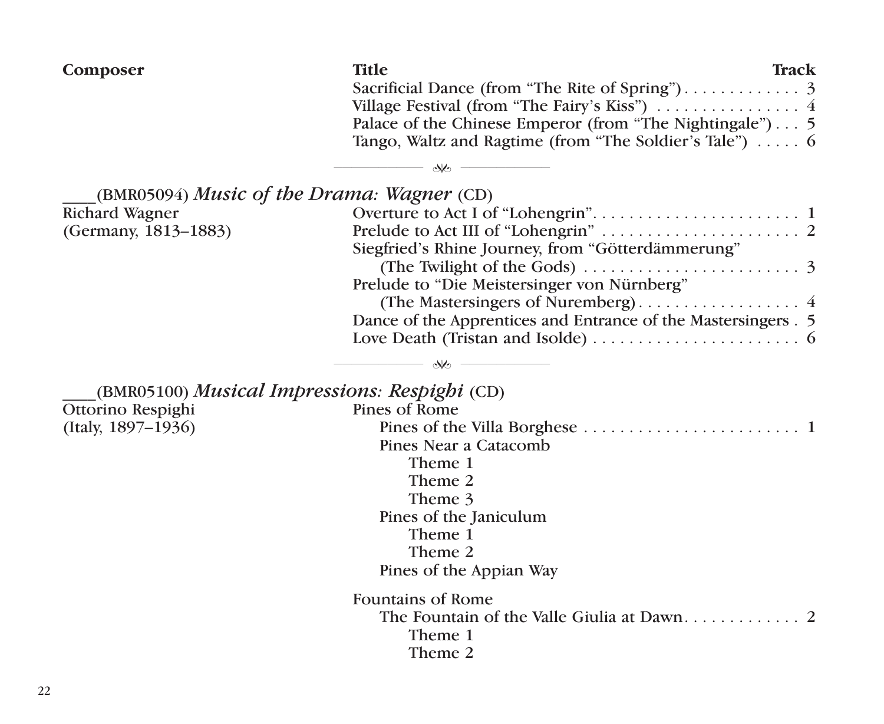| Composer | Title | Track |
|---|---|---|
| | Sacrificial Dance (from "The Rite of Spring") | 3 |
| | Village Festival (from "The Fairy's Kiss") | 4 |
| | Palace of the Chinese Emperor (from "The Nightingale") | 5 |
| | Tango, Waltz and Ragtime (from "The Soldier's Tale") | 6 |

---

### ____(BMR05094) *Music of the Drama: Wagner* (CD)

| Composer | Title | Track |
|---|---|---|
| Richard Wagner (Germany, 1813–1883) | Overture to Act I of "Lohengrin" | 1 |
| | Prelude to Act III of "Lohengrin" | 2 |
| | Siegfried's Rhine Journey, from "Götterdämmerung" (The Twilight of the Gods) | 3 |
| | Prelude to "Die Meistersinger von Nürnberg" (The Mastersingers of Nuremberg) | 4 |
| | Dance of the Apprentices and Entrance of the Mastersingers | 5 |
| | Love Death (Tristan and Isolde) | 6 |

---

### ____(BMR05100) *Musical Impressions: Respighi* (CD)

Ottorino Respighi
(Italy, 1897–1936)

- Pines of Rome
  - Pines of the Villa Borghese . . . . . . . . 1
  - Pines Near a Catacomb
    - Theme 1
    - Theme 2
    - Theme 3
  - Pines of the Janiculum
    - Theme 1
    - Theme 2
  - Pines of the Appian Way
- Fountains of Rome
  - The Fountain of the Valle Giulia at Dawn . . . . . . . . 2
    - Theme 1
    - Theme 2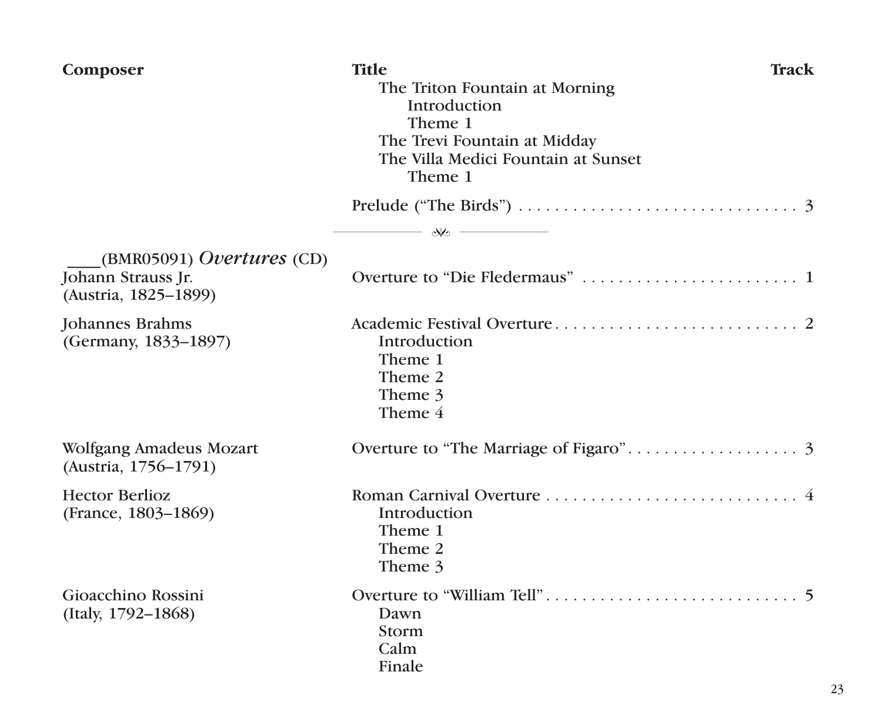| Composer | Title | Track |
|---|---|---|
| | The Triton Fountain at Morning | |
| | Introduction | |
| | Theme 1 | |
| | The Trevi Fountain at Midday | |
| | The Villa Medici Fountain at Sunset | |
| | Theme 1 | |
| | Prelude (“The Birds”) | 3 |

---

____(BMR05091) *Overtures* (CD)

| Composer | Title | Track |
|---|---|---|
| Johann Strauss Jr. (Austria, 1825–1899) | Overture to “Die Fledermaus” | 1 |
| Johannes Brahms (Germany, 1833–1897) | Academic Festival Overture | 2 |
| | Introduction | |
| | Theme 1 | |
| | Theme 2 | |
| | Theme 3 | |
| | Theme 4 | |
| Wolfgang Amadeus Mozart (Austria, 1756–1791) | Overture to “The Marriage of Figaro” | 3 |
| Hector Berlioz (France, 1803–1869) | Roman Carnival Overture | 4 |
| | Introduction | |
| | Theme 1 | |
| | Theme 2 | |
| | Theme 3 | |
| Gioacchino Rossini (Italy, 1792–1868) | Overture to “William Tell” | 5 |
| | Dawn | |
| | Storm | |
| | Calm | |
| | Finale | |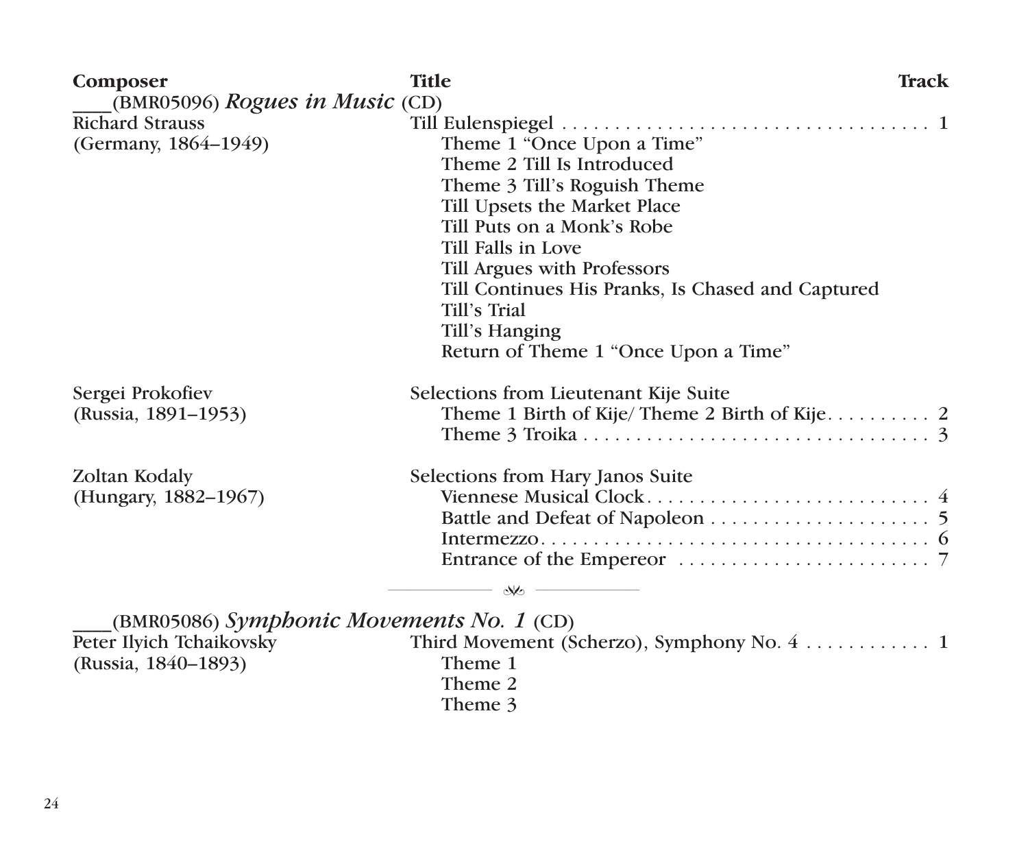| Composer | Title | Track |
|---|---|---|
| ____(BMR05096) *Rogues in Music* (CD) | | |
| Richard Strauss (Germany, 1864–1949) | Till Eulenspiegel | 1 |
| | Theme 1 “Once Upon a Time” | |
| | Theme 2 Till Is Introduced | |
| | Theme 3 Till’s Roguish Theme | |
| | Till Upsets the Market Place | |
| | Till Puts on a Monk’s Robe | |
| | Till Falls in Love | |
| | Till Argues with Professors | |
| | Till Continues His Pranks, Is Chased and Captured | |
| | Till’s Trial | |
| | Till’s Hanging | |
| | Return of Theme 1 “Once Upon a Time” | |
| Sergei Prokofiev (Russia, 1891–1953) | Selections from Lieutenant Kije Suite | |
| | Theme 1 Birth of Kije/ Theme 2 Birth of Kije | 2 |
| | Theme 3 Troika | 3 |
| Zoltan Kodaly (Hungary, 1882–1967) | Selections from Hary Janos Suite | |
| | Viennese Musical Clock | 4 |
| | Battle and Defeat of Napoleon | 5 |
| | Intermezzo | 6 |
| | Entrance of the Empereor | 7 |

____(BMR05086) *Symphonic Movements No. 1* (CD)

| Composer | Title | Track |
|---|---|---|
| Peter Ilyich Tchaikovsky (Russia, 1840–1893) | Third Movement (Scherzo), Symphony No. 4 | 1 |
| | Theme 1 | |
| | Theme 2 | |
| | Theme 3 | |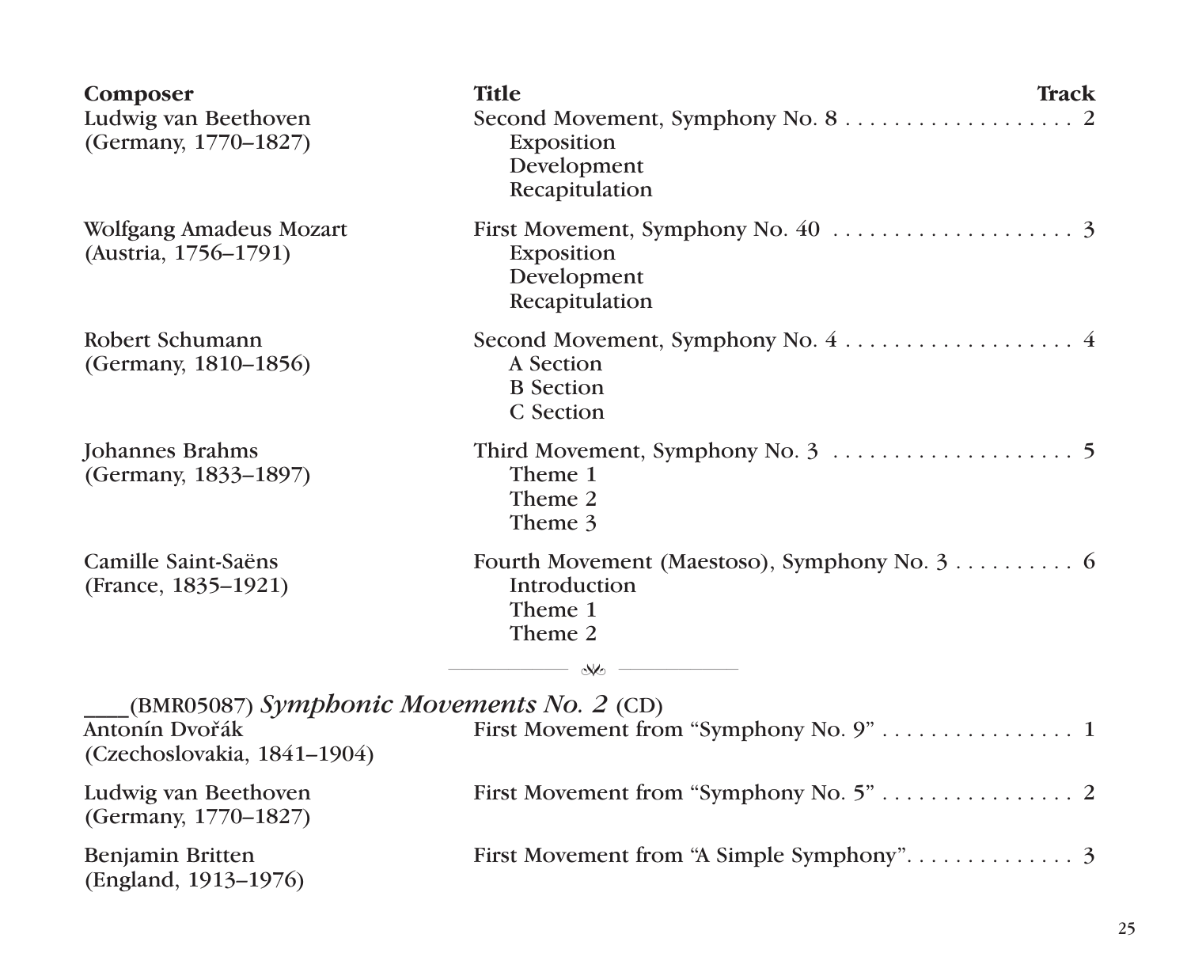| Composer | Title | Track |
|---|---|---|
| Ludwig van Beethoven (Germany, 1770–1827) | Second Movement, Symphony No. 8<br>Exposition<br>Development<br>Recapitulation | 2 |
| Wolfgang Amadeus Mozart (Austria, 1756–1791) | First Movement, Symphony No. 40<br>Exposition<br>Development<br>Recapitulation | 3 |
| Robert Schumann (Germany, 1810–1856) | Second Movement, Symphony No. 4<br>A Section<br>B Section<br>C Section | 4 |
| Johannes Brahms (Germany, 1833–1897) | Third Movement, Symphony No. 3<br>Theme 1<br>Theme 2<br>Theme 3 | 5 |
| Camille Saint-Saëns (France, 1835–1921) | Fourth Movement (Maestoso), Symphony No. 3<br>Introduction<br>Theme 1<br>Theme 2 | 6 |

____(BMR05087) *Symphonic Movements No. 2* (CD)

| Composer | Title | Track |
|---|---|---|
| Antonín Dvořák (Czechoslovakia, 1841–1904) | First Movement from "Symphony No. 9" | 1 |
| Ludwig van Beethoven (Germany, 1770–1827) | First Movement from "Symphony No. 5" | 2 |
| Benjamin Britten (England, 1913–1976) | First Movement from "A Simple Symphony" | 3 |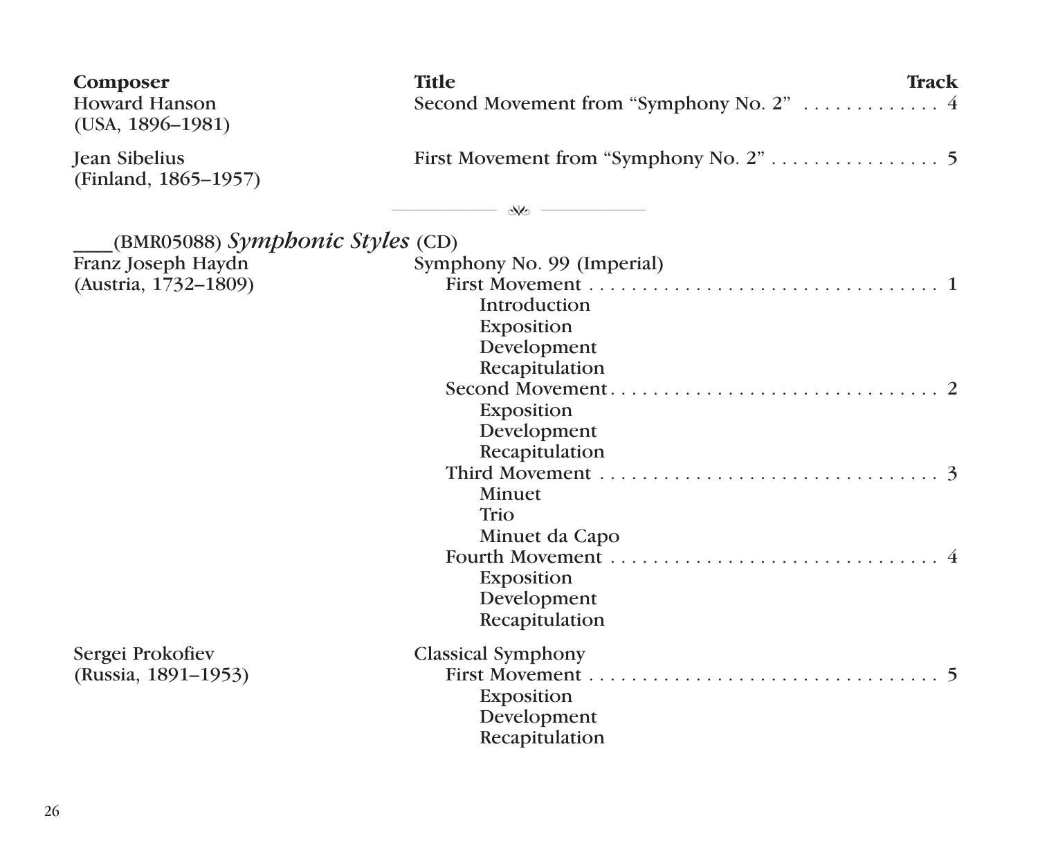| Composer | Title | Track |
|---|---|---|
| Howard Hanson (USA, 1896–1981) | Second Movement from “Symphony No. 2” | 4 |
| Jean Sibelius (Finland, 1865–1957) | First Movement from “Symphony No. 2” | 5 |

---

____(BMR05088) *Symphonic Styles* (CD)

| Composer | Title | Track |
|---|---|---|
| Franz Joseph Haydn (Austria, 1732–1809) | Symphony No. 99 (Imperial) | |
| | First Movement | 1 |
| | Introduction | |
| | Exposition | |
| | Development | |
| | Recapitulation | |
| | Second Movement | 2 |
| | Exposition | |
| | Development | |
| | Recapitulation | |
| | Third Movement | 3 |
| | Minuet | |
| | Trio | |
| | Minuet da Capo | |
| | Fourth Movement | 4 |
| | Exposition | |
| | Development | |
| | Recapitulation | |
| Sergei Prokofiev (Russia, 1891–1953) | Classical Symphony | |
| | First Movement | 5 |
| | Exposition | |
| | Development | |
| | Recapitulation | |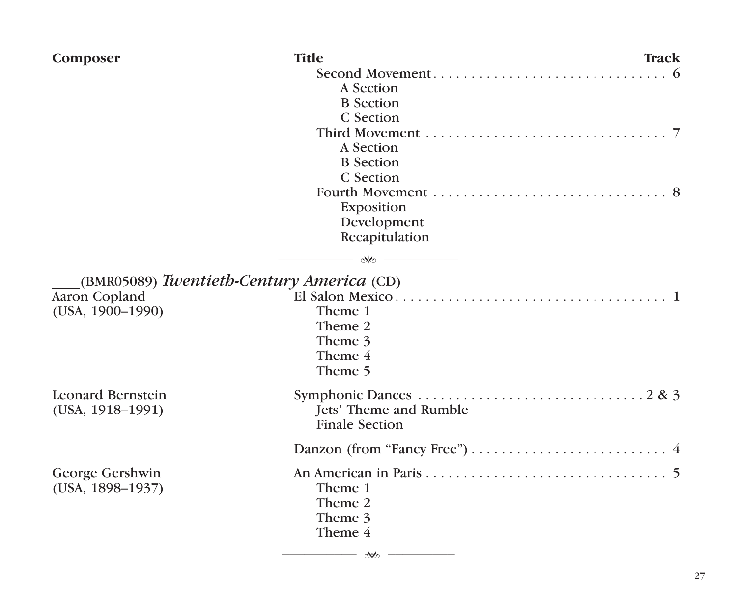| Composer | Title | Track |
|---|---|---|
| | Second Movement | 6 |
| | A Section | |
| | B Section | |
| | C Section | |
| | Third Movement | 7 |
| | A Section | |
| | B Section | |
| | C Section | |
| | Fourth Movement | 8 |
| | Exposition | |
| | Development | |
| | Recapitulation | |

---

____(BMR05089) *Twentieth-Century America* (CD)

| Composer | Title | Track |
|---|---|---|
| Aaron Copland (USA, 1900–1990) | El Salon Mexico | 1 |
| | Theme 1 | |
| | Theme 2 | |
| | Theme 3 | |
| | Theme 4 | |
| | Theme 5 | |
| Leonard Bernstein (USA, 1918–1991) | Symphonic Dances | 2 & 3 |
| | Jets' Theme and Rumble | |
| | Finale Section | |
| | Danzon (from "Fancy Free") | 4 |
| George Gershwin (USA, 1898–1937) | An American in Paris | 5 |
| | Theme 1 | |
| | Theme 2 | |
| | Theme 3 | |
| | Theme 4 | |

---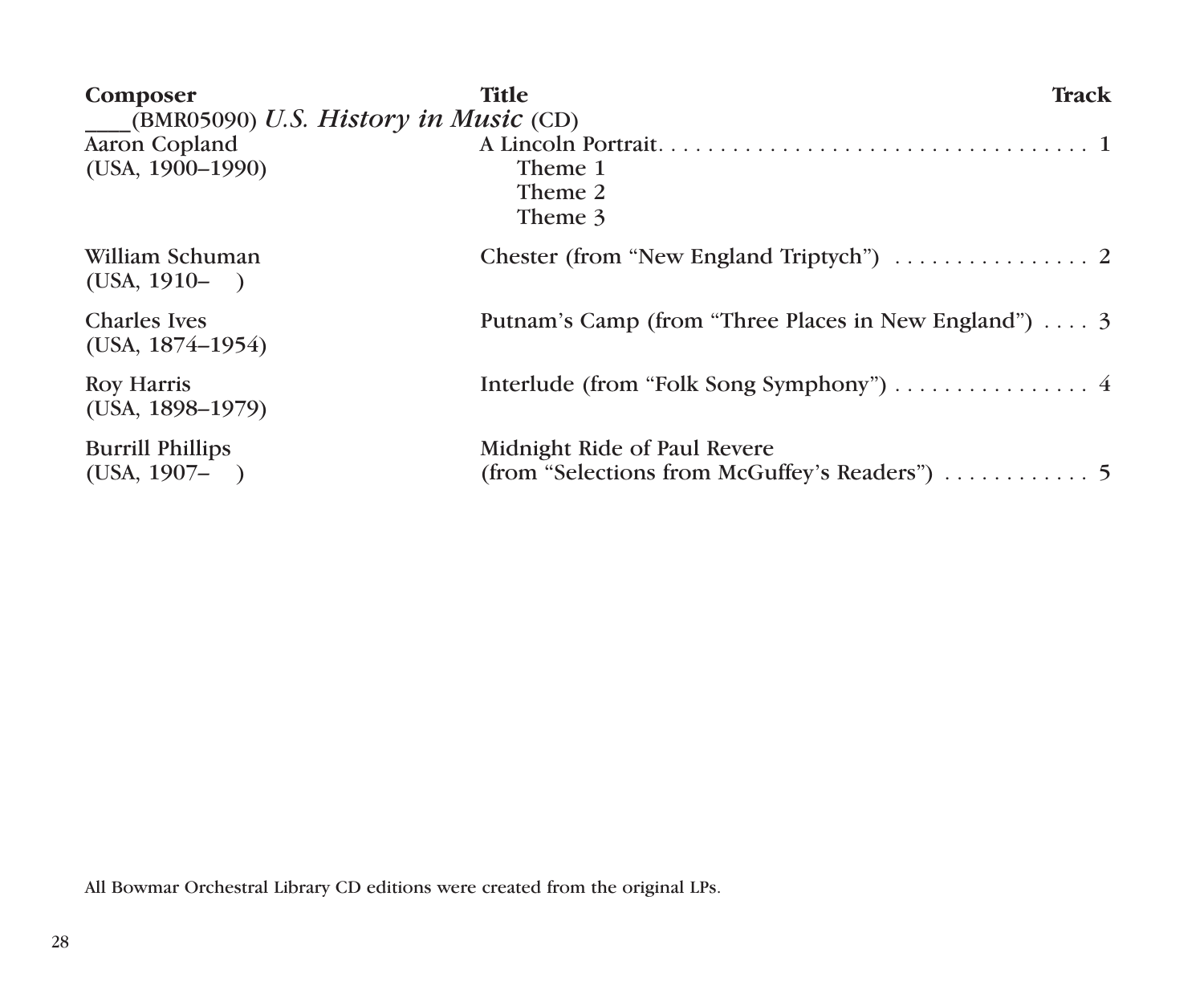| Composer | Title | Track |
|---|---|---|
| ____(BMR05090) *U.S. History in Music* (CD) | | |
| Aaron Copland (USA, 1900–1990) | A Lincoln Portrait<br>Theme 1<br>Theme 2<br>Theme 3 | 1 |
| William Schuman (USA, 1910– ) | Chester (from "New England Triptych") | 2 |
| Charles Ives (USA, 1874–1954) | Putnam's Camp (from "Three Places in New England") | 3 |
| Roy Harris (USA, 1898–1979) | Interlude (from "Folk Song Symphony") | 4 |
| Burrill Phillips (USA, 1907– ) | Midnight Ride of Paul Revere (from "Selections from McGuffey's Readers") | 5 |

All Bowmar Orchestral Library CD editions were created from the original LPs.